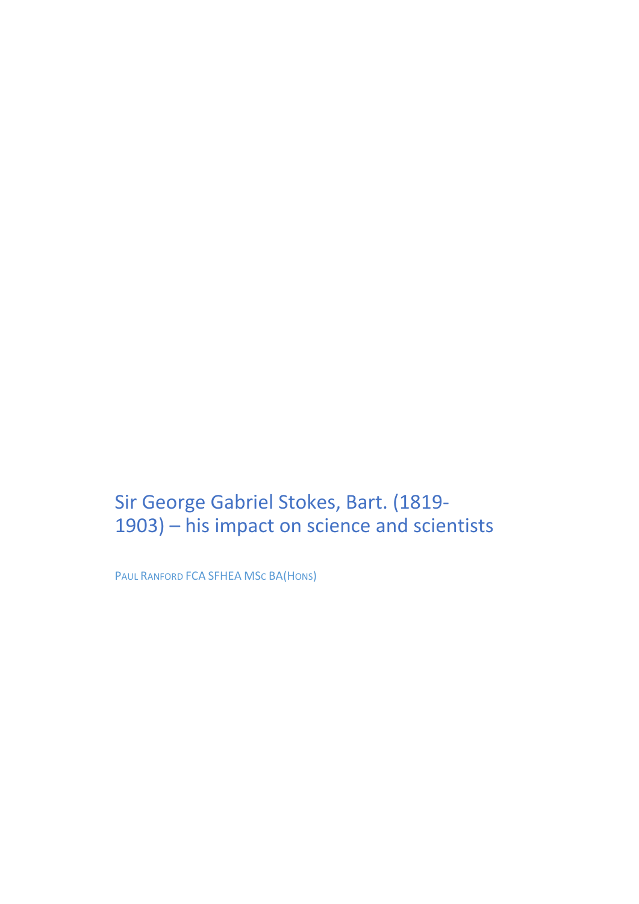# Sir George Gabriel Stokes, Bart. (1819-1903) – his impact on science and scientists

PAUL RANFORD FCA SFHEA MSc BA(HONS)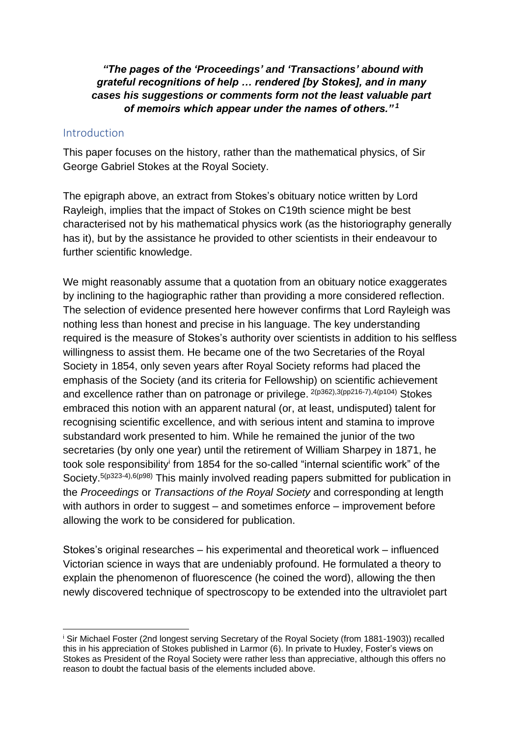***"The pages of the 'Proceedings' and 'Transactions' abound with grateful recognitions of help … rendered [by Stokes], and in many cases his suggestions or comments form not the least valuable part of memoirs which appear under the names of others."*** [1]

## Introduction

This paper focuses on the history, rather than the mathematical physics, of Sir George Gabriel Stokes at the Royal Society.

The epigraph above, an extract from Stokes's obituary notice written by Lord Rayleigh, implies that the impact of Stokes on C19th science might be best characterised not by his mathematical physics work (as the historiography generally has it), but by the assistance he provided to other scientists in their endeavour to further scientific knowledge.

We might reasonably assume that a quotation from an obituary notice exaggerates by inclining to the hagiographic rather than providing a more considered reflection. The selection of evidence presented here however confirms that Lord Rayleigh was nothing less than honest and precise in his language. The key understanding required is the measure of Stokes's authority over scientists in addition to his selfless willingness to assist them. He became one of the two Secretaries of the Royal Society in 1854, only seven years after Royal Society reforms had placed the emphasis of the Society (and its criteria for Fellowship) on scientific achievement and excellence rather than on patronage or privilege. [2(p362),3(pp216-7),4(p104)] Stokes embraced this notion with an apparent natural (or, at least, undisputed) talent for recognising scientific excellence, and with serious intent and stamina to improve substandard work presented to him. While he remained the junior of the two secretaries (by only one year) until the retirement of William Sharpey in 1871, he took sole responsibility[i] from 1854 for the so-called "internal scientific work" of the Society.[5(p323-4),6(p98)] This mainly involved reading papers submitted for publication in the *Proceedings* or *Transactions of the Royal Society* and corresponding at length with authors in order to suggest – and sometimes enforce – improvement before allowing the work to be considered for publication.

Stokes's original researches – his experimental and theoretical work – influenced Victorian science in ways that are undeniably profound. He formulated a theory to explain the phenomenon of fluorescence (he coined the word), allowing the then newly discovered technique of spectroscopy to be extended into the ultraviolet part

[i] Sir Michael Foster (2nd longest serving Secretary of the Royal Society (from 1881-1903)) recalled this in his appreciation of Stokes published in Larmor (6). In private to Huxley, Foster's views on Stokes as President of the Royal Society were rather less than appreciative, although this offers no reason to doubt the factual basis of the elements included above.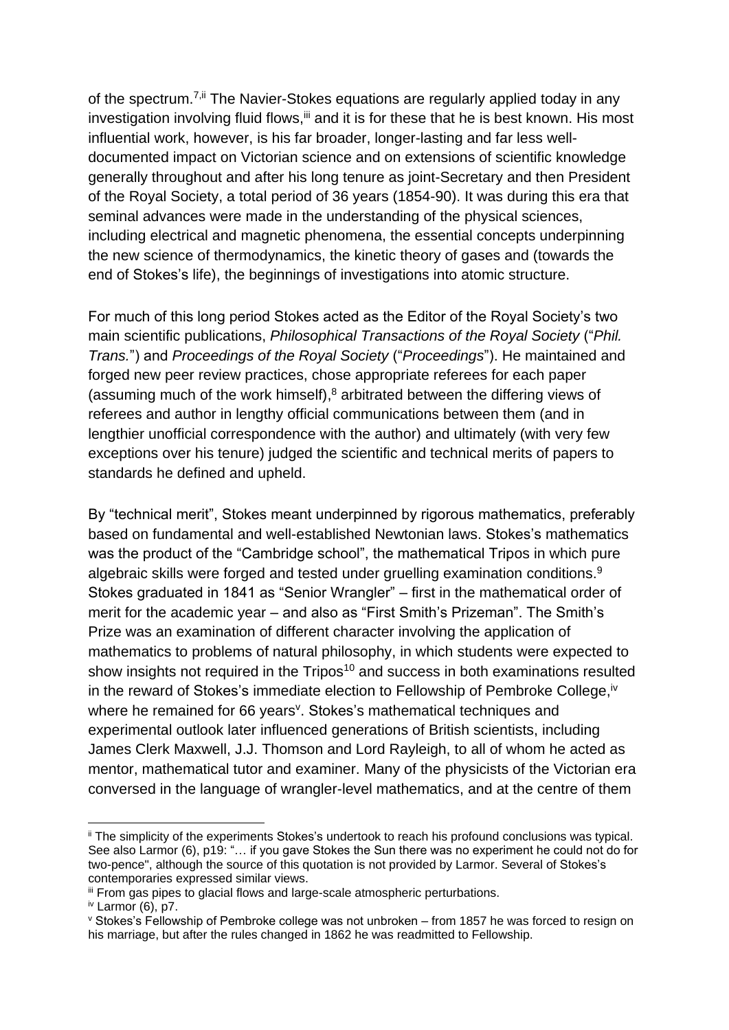of the spectrum.[7,ii] The Navier-Stokes equations are regularly applied today in any investigation involving fluid flows,[iii] and it is for these that he is best known. His most influential work, however, is his far broader, longer-lasting and far less well-documented impact on Victorian science and on extensions of scientific knowledge generally throughout and after his long tenure as joint-Secretary and then President of the Royal Society, a total period of 36 years (1854-90). It was during this era that seminal advances were made in the understanding of the physical sciences, including electrical and magnetic phenomena, the essential concepts underpinning the new science of thermodynamics, the kinetic theory of gases and (towards the end of Stokes's life), the beginnings of investigations into atomic structure.

For much of this long period Stokes acted as the Editor of the Royal Society's two main scientific publications, *Philosophical Transactions of the Royal Society* ("*Phil. Trans.*") and *Proceedings of the Royal Society* ("*Proceedings*"). He maintained and forged new peer review practices, chose appropriate referees for each paper (assuming much of the work himself),[8] arbitrated between the differing views of referees and author in lengthy official communications between them (and in lengthier unofficial correspondence with the author) and ultimately (with very few exceptions over his tenure) judged the scientific and technical merits of papers to standards he defined and upheld.

By "technical merit", Stokes meant underpinned by rigorous mathematics, preferably based on fundamental and well-established Newtonian laws. Stokes's mathematics was the product of the "Cambridge school", the mathematical Tripos in which pure algebraic skills were forged and tested under gruelling examination conditions.[9] Stokes graduated in 1841 as "Senior Wrangler" – first in the mathematical order of merit for the academic year – and also as "First Smith's Prizeman". The Smith's Prize was an examination of different character involving the application of mathematics to problems of natural philosophy, in which students were expected to show insights not required in the Tripos[10] and success in both examinations resulted in the reward of Stokes's immediate election to Fellowship of Pembroke College,[iv] where he remained for 66 years[v]. Stokes's mathematical techniques and experimental outlook later influenced generations of British scientists, including James Clerk Maxwell, J.J. Thomson and Lord Rayleigh, to all of whom he acted as mentor, mathematical tutor and examiner. Many of the physicists of the Victorian era conversed in the language of wrangler-level mathematics, and at the centre of them

---

[ii] The simplicity of the experiments Stokes's undertook to reach his profound conclusions was typical. See also Larmor (6), p19: "… if you gave Stokes the Sun there was no experiment he could not do for two-pence", although the source of this quotation is not provided by Larmor. Several of Stokes's contemporaries expressed similar views.

[iii] From gas pipes to glacial flows and large-scale atmospheric perturbations.

[iv] Larmor (6), p7.

[v] Stokes's Fellowship of Pembroke college was not unbroken – from 1857 he was forced to resign on his marriage, but after the rules changed in 1862 he was readmitted to Fellowship.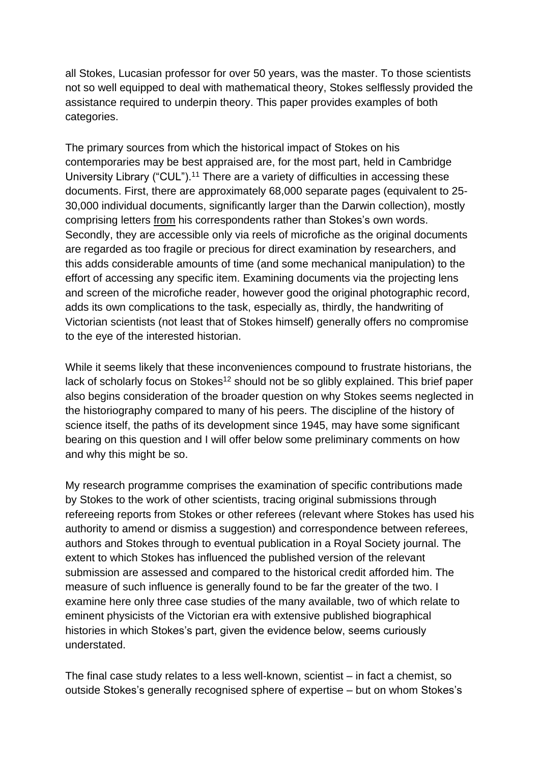all Stokes, Lucasian professor for over 50 years, was the master. To those scientists not so well equipped to deal with mathematical theory, Stokes selflessly provided the assistance required to underpin theory. This paper provides examples of both categories.

The primary sources from which the historical impact of Stokes on his contemporaries may be best appraised are, for the most part, held in Cambridge University Library ("CUL").[11] There are a variety of difficulties in accessing these documents. First, there are approximately 68,000 separate pages (equivalent to 25-30,000 individual documents, significantly larger than the Darwin collection), mostly comprising letters <u>from</u> his correspondents rather than Stokes's own words. Secondly, they are accessible only via reels of microfiche as the original documents are regarded as too fragile or precious for direct examination by researchers, and this adds considerable amounts of time (and some mechanical manipulation) to the effort of accessing any specific item. Examining documents via the projecting lens and screen of the microfiche reader, however good the original photographic record, adds its own complications to the task, especially as, thirdly, the handwriting of Victorian scientists (not least that of Stokes himself) generally offers no compromise to the eye of the interested historian.

While it seems likely that these inconveniences compound to frustrate historians, the lack of scholarly focus on Stokes[12] should not be so glibly explained. This brief paper also begins consideration of the broader question on why Stokes seems neglected in the historiography compared to many of his peers. The discipline of the history of science itself, the paths of its development since 1945, may have some significant bearing on this question and I will offer below some preliminary comments on how and why this might be so.

My research programme comprises the examination of specific contributions made by Stokes to the work of other scientists, tracing original submissions through refereeing reports from Stokes or other referees (relevant where Stokes has used his authority to amend or dismiss a suggestion) and correspondence between referees, authors and Stokes through to eventual publication in a Royal Society journal. The extent to which Stokes has influenced the published version of the relevant submission are assessed and compared to the historical credit afforded him. The measure of such influence is generally found to be far the greater of the two. I examine here only three case studies of the many available, two of which relate to eminent physicists of the Victorian era with extensive published biographical histories in which Stokes's part, given the evidence below, seems curiously understated.

The final case study relates to a less well-known, scientist – in fact a chemist, so outside Stokes's generally recognised sphere of expertise – but on whom Stokes's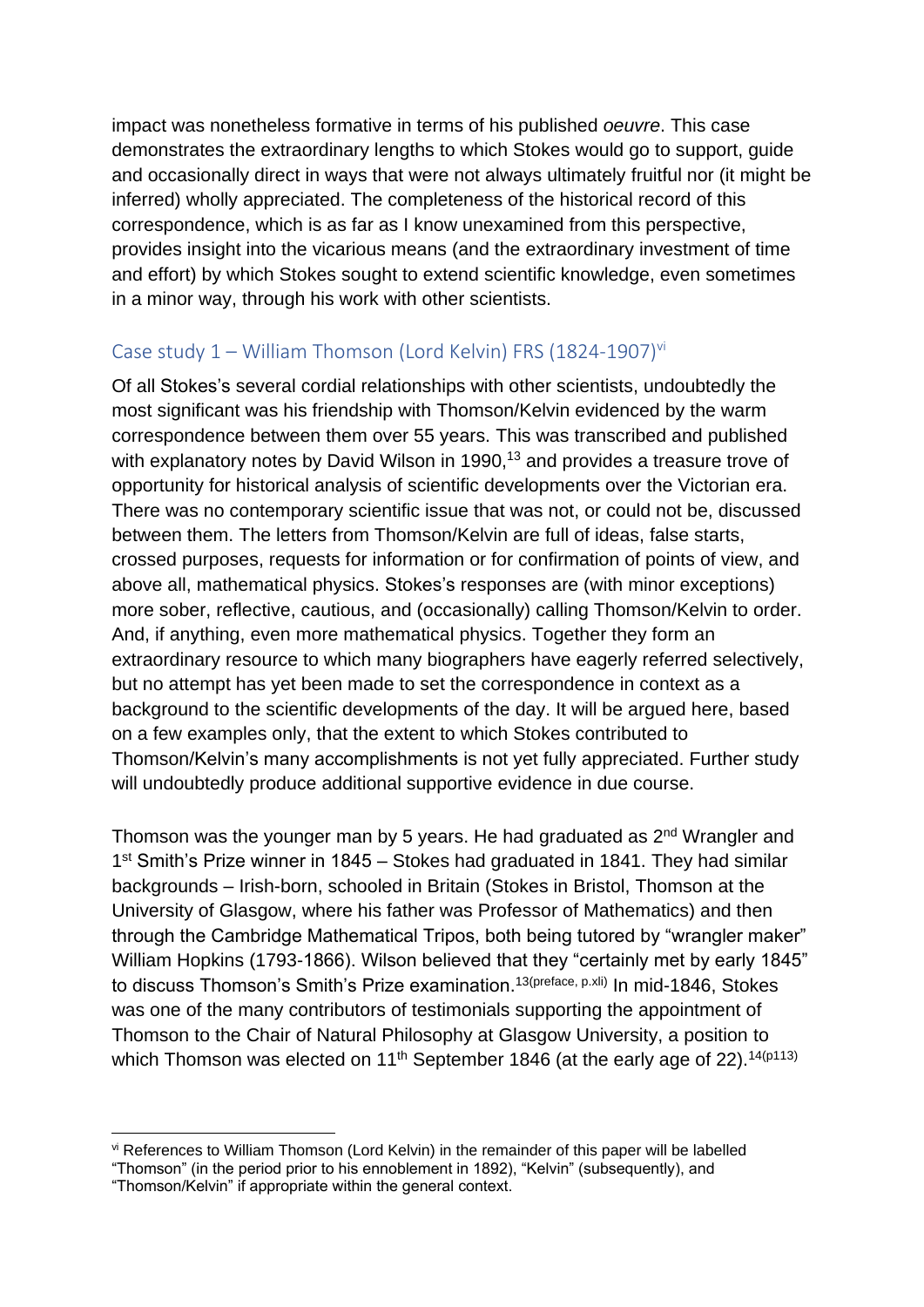impact was nonetheless formative in terms of his published *oeuvre*. This case demonstrates the extraordinary lengths to which Stokes would go to support, guide and occasionally direct in ways that were not always ultimately fruitful nor (it might be inferred) wholly appreciated. The completeness of the historical record of this correspondence, which is as far as I know unexamined from this perspective, provides insight into the vicarious means (and the extraordinary investment of time and effort) by which Stokes sought to extend scientific knowledge, even sometimes in a minor way, through his work with other scientists.

## Case study 1 – William Thomson (Lord Kelvin) FRS (1824-1907)[vi]

Of all Stokes's several cordial relationships with other scientists, undoubtedly the most significant was his friendship with Thomson/Kelvin evidenced by the warm correspondence between them over 55 years. This was transcribed and published with explanatory notes by David Wilson in 1990,[13] and provides a treasure trove of opportunity for historical analysis of scientific developments over the Victorian era. There was no contemporary scientific issue that was not, or could not be, discussed between them. The letters from Thomson/Kelvin are full of ideas, false starts, crossed purposes, requests for information or for confirmation of points of view, and above all, mathematical physics. Stokes's responses are (with minor exceptions) more sober, reflective, cautious, and (occasionally) calling Thomson/Kelvin to order. And, if anything, even more mathematical physics. Together they form an extraordinary resource to which many biographers have eagerly referred selectively, but no attempt has yet been made to set the correspondence in context as a background to the scientific developments of the day. It will be argued here, based on a few examples only, that the extent to which Stokes contributed to Thomson/Kelvin's many accomplishments is not yet fully appreciated. Further study will undoubtedly produce additional supportive evidence in due course.

Thomson was the younger man by 5 years. He had graduated as 2nd Wrangler and 1st Smith's Prize winner in 1845 – Stokes had graduated in 1841. They had similar backgrounds – Irish-born, schooled in Britain (Stokes in Bristol, Thomson at the University of Glasgow, where his father was Professor of Mathematics) and then through the Cambridge Mathematical Tripos, both being tutored by "wrangler maker" William Hopkins (1793-1866). Wilson believed that they "certainly met by early 1845" to discuss Thomson's Smith's Prize examination.[13(preface, p.xli)] In mid-1846, Stokes was one of the many contributors of testimonials supporting the appointment of Thomson to the Chair of Natural Philosophy at Glasgow University, a position to which Thomson was elected on 11th September 1846 (at the early age of 22).[14(p113)]

---

[vi] References to William Thomson (Lord Kelvin) in the remainder of this paper will be labelled "Thomson" (in the period prior to his ennoblement in 1892), "Kelvin" (subsequently), and "Thomson/Kelvin" if appropriate within the general context.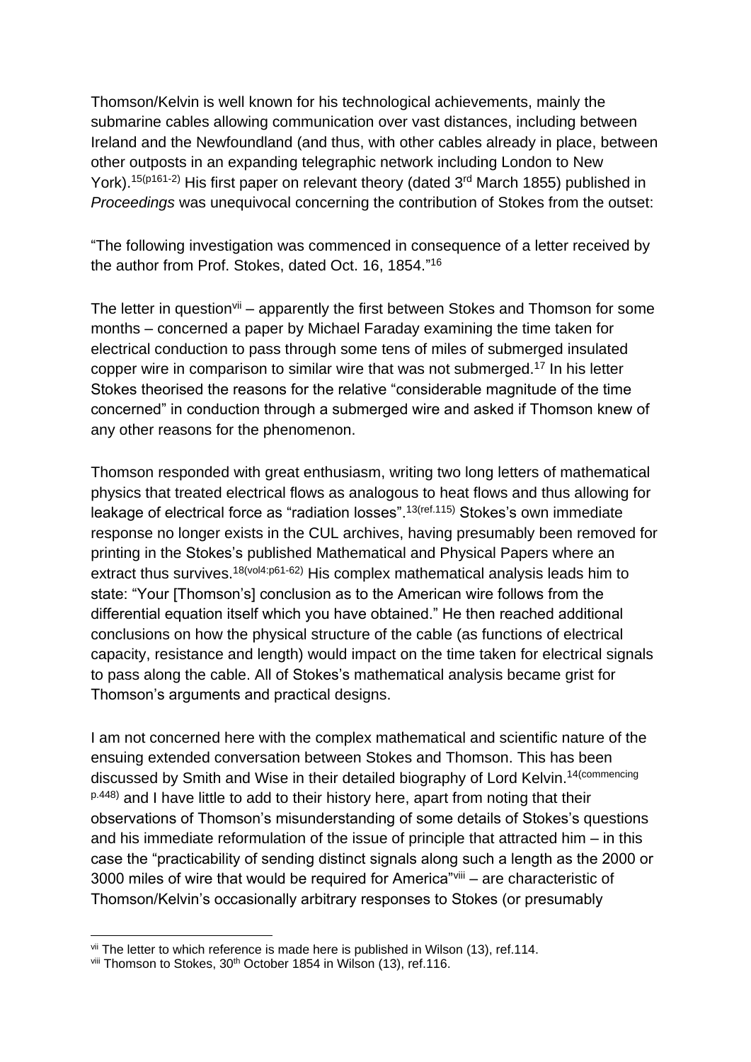Thomson/Kelvin is well known for his technological achievements, mainly the submarine cables allowing communication over vast distances, including between Ireland and the Newfoundland (and thus, with other cables already in place, between other outposts in an expanding telegraphic network including London to New York).[15(p161-2)] His first paper on relevant theory (dated 3rd March 1855) published in *Proceedings* was unequivocal concerning the contribution of Stokes from the outset:

"The following investigation was commenced in consequence of a letter received by the author from Prof. Stokes, dated Oct. 16, 1854."[16]

The letter in question[vii] – apparently the first between Stokes and Thomson for some months – concerned a paper by Michael Faraday examining the time taken for electrical conduction to pass through some tens of miles of submerged insulated copper wire in comparison to similar wire that was not submerged.[17] In his letter Stokes theorised the reasons for the relative "considerable magnitude of the time concerned" in conduction through a submerged wire and asked if Thomson knew of any other reasons for the phenomenon.

Thomson responded with great enthusiasm, writing two long letters of mathematical physics that treated electrical flows as analogous to heat flows and thus allowing for leakage of electrical force as "radiation losses".[13(ref.115)] Stokes's own immediate response no longer exists in the CUL archives, having presumably been removed for printing in the Stokes's published Mathematical and Physical Papers where an extract thus survives.[18(vol4:p61-62)] His complex mathematical analysis leads him to state: "Your [Thomson's] conclusion as to the American wire follows from the differential equation itself which you have obtained." He then reached additional conclusions on how the physical structure of the cable (as functions of electrical capacity, resistance and length) would impact on the time taken for electrical signals to pass along the cable. All of Stokes's mathematical analysis became grist for Thomson's arguments and practical designs.

I am not concerned here with the complex mathematical and scientific nature of the ensuing extended conversation between Stokes and Thomson. This has been discussed by Smith and Wise in their detailed biography of Lord Kelvin.[14(commencing p.448)] and I have little to add to their history here, apart from noting that their observations of Thomson's misunderstanding of some details of Stokes's questions and his immediate reformulation of the issue of principle that attracted him – in this case the "practicability of sending distinct signals along such a length as the 2000 or 3000 miles of wire that would be required for America"[viii] – are characteristic of Thomson/Kelvin's occasionally arbitrary responses to Stokes (or presumably

---

[vii] The letter to which reference is made here is published in Wilson (13), ref.114.

[viii] Thomson to Stokes, 30th October 1854 in Wilson (13), ref.116.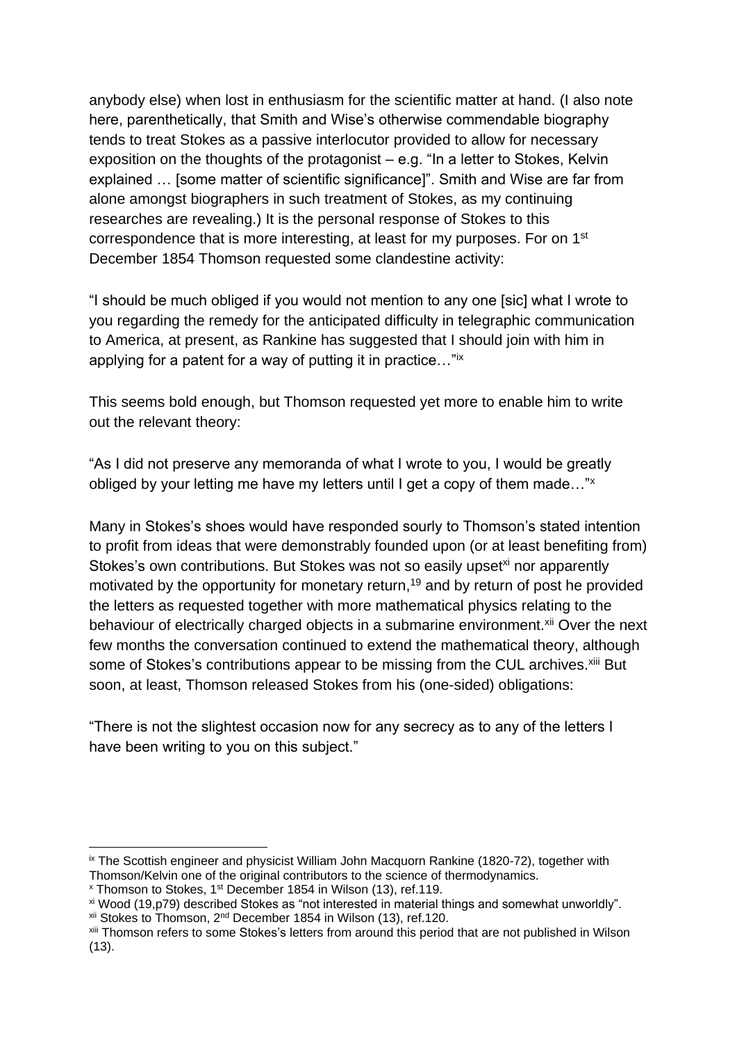anybody else) when lost in enthusiasm for the scientific matter at hand. (I also note here, parenthetically, that Smith and Wise's otherwise commendable biography tends to treat Stokes as a passive interlocutor provided to allow for necessary exposition on the thoughts of the protagonist – e.g. "In a letter to Stokes, Kelvin explained … [some matter of scientific significance]". Smith and Wise are far from alone amongst biographers in such treatment of Stokes, as my continuing researches are revealing.) It is the personal response of Stokes to this correspondence that is more interesting, at least for my purposes. For on 1st December 1854 Thomson requested some clandestine activity:

"I should be much obliged if you would not mention to any one [sic] what I wrote to you regarding the remedy for the anticipated difficulty in telegraphic communication to America, at present, as Rankine has suggested that I should join with him in applying for a patent for a way of putting it in practice…"[ix]

This seems bold enough, but Thomson requested yet more to enable him to write out the relevant theory:

"As I did not preserve any memoranda of what I wrote to you, I would be greatly obliged by your letting me have my letters until I get a copy of them made…"[x]

Many in Stokes's shoes would have responded sourly to Thomson's stated intention to profit from ideas that were demonstrably founded upon (or at least benefiting from) Stokes's own contributions. But Stokes was not so easily upset[xi] nor apparently motivated by the opportunity for monetary return,[19] and by return of post he provided the letters as requested together with more mathematical physics relating to the behaviour of electrically charged objects in a submarine environment.[xii] Over the next few months the conversation continued to extend the mathematical theory, although some of Stokes's contributions appear to be missing from the CUL archives.[xiii] But soon, at least, Thomson released Stokes from his (one-sided) obligations:

"There is not the slightest occasion now for any secrecy as to any of the letters I have been writing to you on this subject."

---

[ix] The Scottish engineer and physicist William John Macquorn Rankine (1820-72), together with Thomson/Kelvin one of the original contributors to the science of thermodynamics.

[x] Thomson to Stokes, 1st December 1854 in Wilson (13), ref.119.

[xi] Wood (19,p79) described Stokes as "not interested in material things and somewhat unworldly".

[xii] Stokes to Thomson, 2nd December 1854 in Wilson (13), ref.120.

[xiii] Thomson refers to some Stokes's letters from around this period that are not published in Wilson (13).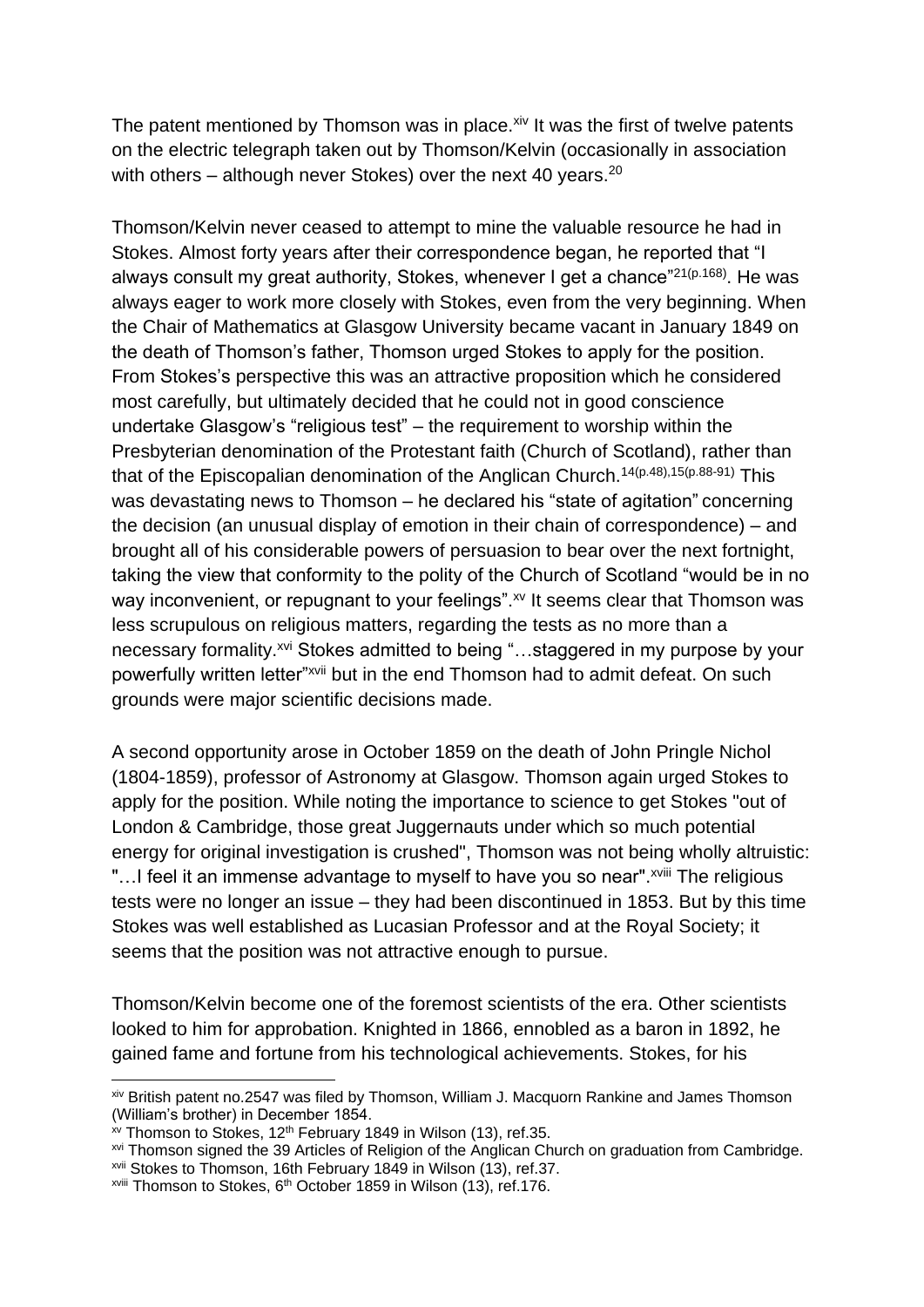The patent mentioned by Thomson was in place.[xiv] It was the first of twelve patents on the electric telegraph taken out by Thomson/Kelvin (occasionally in association with others – although never Stokes) over the next 40 years.[20]

Thomson/Kelvin never ceased to attempt to mine the valuable resource he had in Stokes. Almost forty years after their correspondence began, he reported that "I always consult my great authority, Stokes, whenever I get a chance"[21(p.168)]. He was always eager to work more closely with Stokes, even from the very beginning. When the Chair of Mathematics at Glasgow University became vacant in January 1849 on the death of Thomson's father, Thomson urged Stokes to apply for the position. From Stokes's perspective this was an attractive proposition which he considered most carefully, but ultimately decided that he could not in good conscience undertake Glasgow's "religious test" – the requirement to worship within the Presbyterian denomination of the Protestant faith (Church of Scotland), rather than that of the Episcopalian denomination of the Anglican Church.[14(p.48),15(p.88-91)] This was devastating news to Thomson – he declared his "state of agitation" concerning the decision (an unusual display of emotion in their chain of correspondence) – and brought all of his considerable powers of persuasion to bear over the next fortnight, taking the view that conformity to the polity of the Church of Scotland "would be in no way inconvenient, or repugnant to your feelings".[xv] It seems clear that Thomson was less scrupulous on religious matters, regarding the tests as no more than a necessary formality.[xvi] Stokes admitted to being "…staggered in my purpose by your powerfully written letter"[xvii] but in the end Thomson had to admit defeat. On such grounds were major scientific decisions made.

A second opportunity arose in October 1859 on the death of John Pringle Nichol (1804-1859), professor of Astronomy at Glasgow. Thomson again urged Stokes to apply for the position. While noting the importance to science to get Stokes "out of London & Cambridge, those great Juggernauts under which so much potential energy for original investigation is crushed", Thomson was not being wholly altruistic: "…I feel it an immense advantage to myself to have you so near".[xviii] The religious tests were no longer an issue – they had been discontinued in 1853. But by this time Stokes was well established as Lucasian Professor and at the Royal Society; it seems that the position was not attractive enough to pursue.

Thomson/Kelvin become one of the foremost scientists of the era. Other scientists looked to him for approbation. Knighted in 1866, ennobled as a baron in 1892, he gained fame and fortune from his technological achievements. Stokes, for his

---

[xiv] British patent no.2547 was filed by Thomson, William J. Macquorn Rankine and James Thomson (William's brother) in December 1854.

[xv] Thomson to Stokes, 12th February 1849 in Wilson (13), ref.35.

[xvi] Thomson signed the 39 Articles of Religion of the Anglican Church on graduation from Cambridge.

[xvii] Stokes to Thomson, 16th February 1849 in Wilson (13), ref.37.

[xviii] Thomson to Stokes, 6th October 1859 in Wilson (13), ref.176.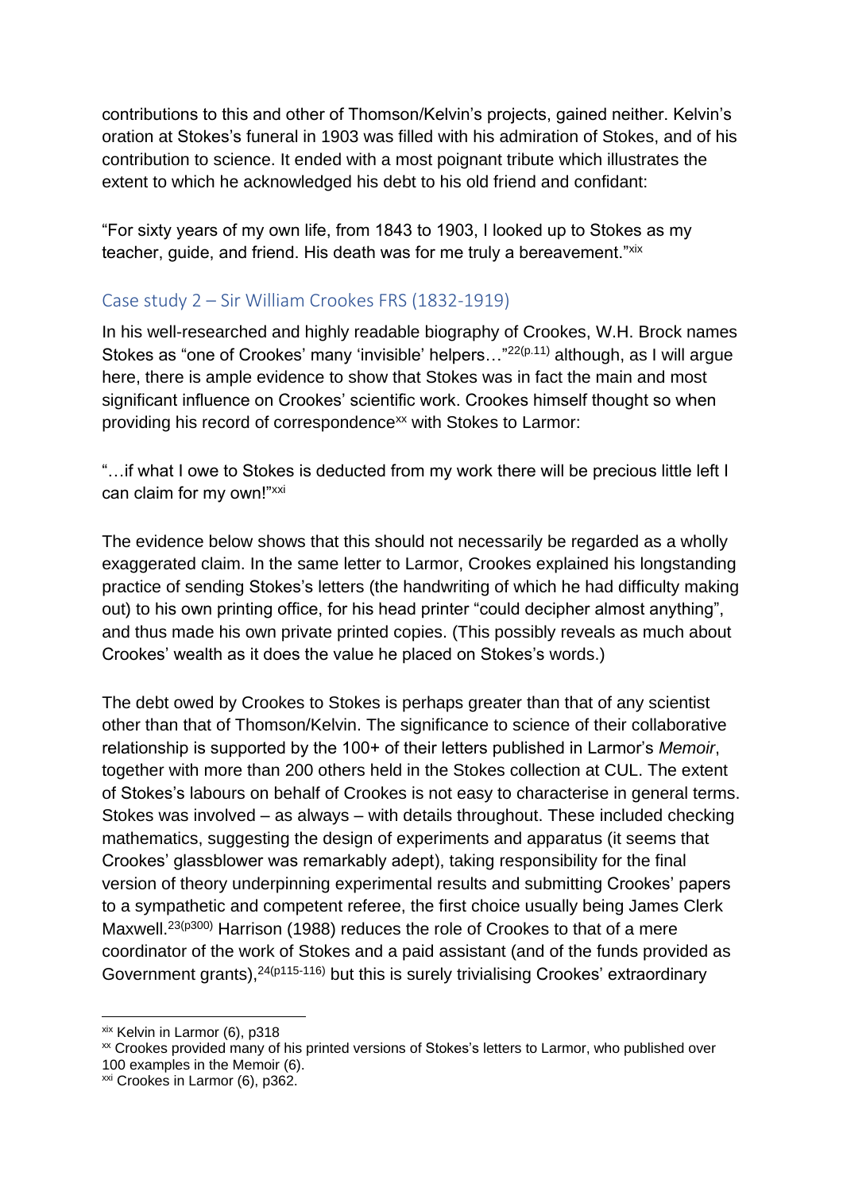contributions to this and other of Thomson/Kelvin's projects, gained neither. Kelvin's oration at Stokes's funeral in 1903 was filled with his admiration of Stokes, and of his contribution to science. It ended with a most poignant tribute which illustrates the extent to which he acknowledged his debt to his old friend and confidant:

"For sixty years of my own life, from 1843 to 1903, I looked up to Stokes as my teacher, guide, and friend. His death was for me truly a bereavement."[xix]

## Case study 2 – Sir William Crookes FRS (1832-1919)

In his well-researched and highly readable biography of Crookes, W.H. Brock names Stokes as "one of Crookes' many 'invisible' helpers…"[22(p.11)] although, as I will argue here, there is ample evidence to show that Stokes was in fact the main and most significant influence on Crookes' scientific work. Crookes himself thought so when providing his record of correspondence[xx] with Stokes to Larmor:

"…if what I owe to Stokes is deducted from my work there will be precious little left I can claim for my own!"[xxi]

The evidence below shows that this should not necessarily be regarded as a wholly exaggerated claim. In the same letter to Larmor, Crookes explained his longstanding practice of sending Stokes's letters (the handwriting of which he had difficulty making out) to his own printing office, for his head printer "could decipher almost anything", and thus made his own private printed copies. (This possibly reveals as much about Crookes' wealth as it does the value he placed on Stokes's words.)

The debt owed by Crookes to Stokes is perhaps greater than that of any scientist other than that of Thomson/Kelvin. The significance to science of their collaborative relationship is supported by the 100+ of their letters published in Larmor's *Memoir*, together with more than 200 others held in the Stokes collection at CUL. The extent of Stokes's labours on behalf of Crookes is not easy to characterise in general terms. Stokes was involved – as always – with details throughout. These included checking mathematics, suggesting the design of experiments and apparatus (it seems that Crookes' glassblower was remarkably adept), taking responsibility for the final version of theory underpinning experimental results and submitting Crookes' papers to a sympathetic and competent referee, the first choice usually being James Clerk Maxwell.[23(p300)] Harrison (1988) reduces the role of Crookes to that of a mere coordinator of the work of Stokes and a paid assistant (and of the funds provided as Government grants),[24(p115-116)] but this is surely trivialising Crookes' extraordinary

---

[xix] Kelvin in Larmor (6), p318

[xx] Crookes provided many of his printed versions of Stokes's letters to Larmor, who published over 100 examples in the Memoir (6).

[xxi] Crookes in Larmor (6), p362.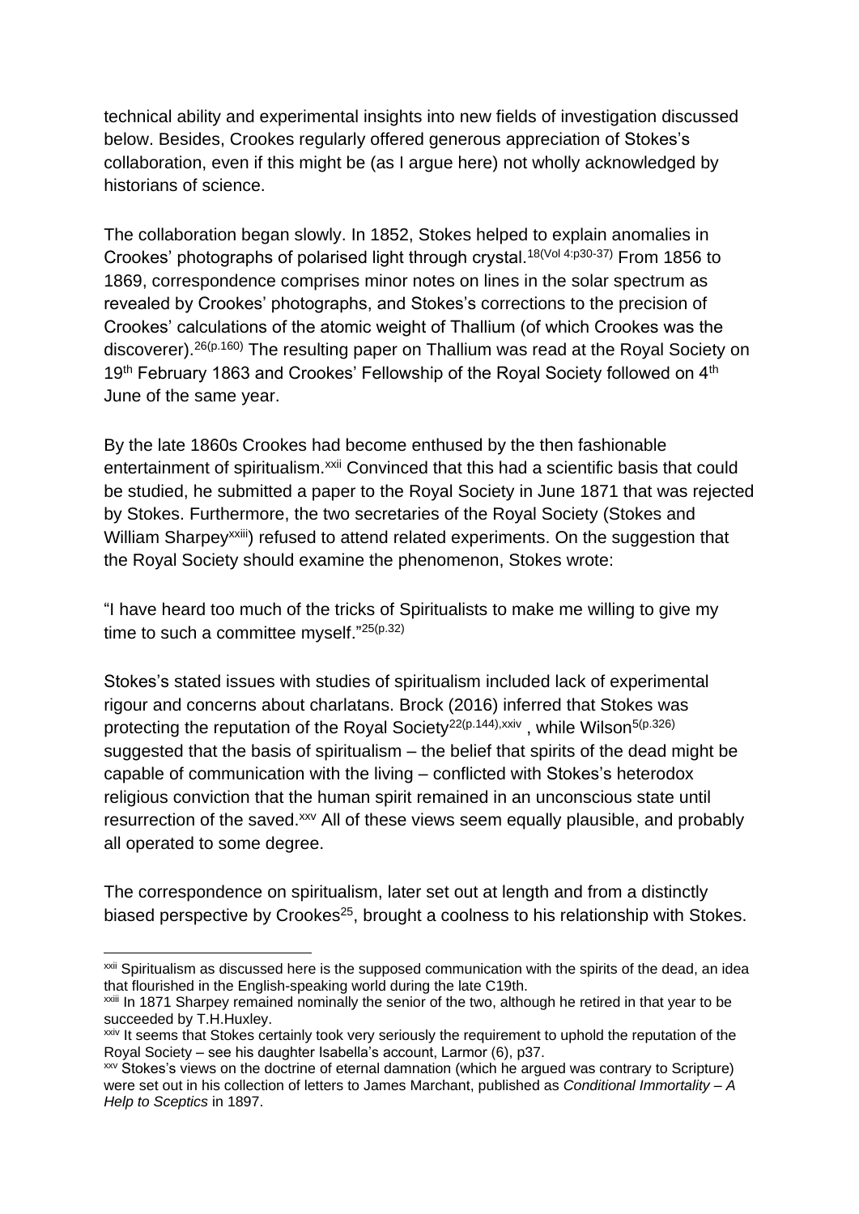technical ability and experimental insights into new fields of investigation discussed below. Besides, Crookes regularly offered generous appreciation of Stokes's collaboration, even if this might be (as I argue here) not wholly acknowledged by historians of science.

The collaboration began slowly. In 1852, Stokes helped to explain anomalies in Crookes' photographs of polarised light through crystal.[18(Vol 4:p30-37)] From 1856 to 1869, correspondence comprises minor notes on lines in the solar spectrum as revealed by Crookes' photographs, and Stokes's corrections to the precision of Crookes' calculations of the atomic weight of Thallium (of which Crookes was the discoverer).[26(p.160)] The resulting paper on Thallium was read at the Royal Society on 19th February 1863 and Crookes' Fellowship of the Royal Society followed on 4th June of the same year.

By the late 1860s Crookes had become enthused by the then fashionable entertainment of spiritualism.[xxii] Convinced that this had a scientific basis that could be studied, he submitted a paper to the Royal Society in June 1871 that was rejected by Stokes. Furthermore, the two secretaries of the Royal Society (Stokes and William Sharpey[xxiii]) refused to attend related experiments. On the suggestion that the Royal Society should examine the phenomenon, Stokes wrote:

"I have heard too much of the tricks of Spiritualists to make me willing to give my time to such a committee myself."[25(p.32)]

Stokes's stated issues with studies of spiritualism included lack of experimental rigour and concerns about charlatans. Brock (2016) inferred that Stokes was protecting the reputation of the Royal Society[22(p.144),xxiv] , while Wilson[5(p.326)] suggested that the basis of spiritualism – the belief that spirits of the dead might be capable of communication with the living – conflicted with Stokes's heterodox religious conviction that the human spirit remained in an unconscious state until resurrection of the saved.[xxv] All of these views seem equally plausible, and probably all operated to some degree.

The correspondence on spiritualism, later set out at length and from a distinctly biased perspective by Crookes[25], brought a coolness to his relationship with Stokes.

---

[xxii] Spiritualism as discussed here is the supposed communication with the spirits of the dead, an idea that flourished in the English-speaking world during the late C19th.

[xxiii] In 1871 Sharpey remained nominally the senior of the two, although he retired in that year to be succeeded by T.H.Huxley.

[xxiv] It seems that Stokes certainly took very seriously the requirement to uphold the reputation of the Royal Society – see his daughter Isabella's account, Larmor (6), p37.

[xxv] Stokes's views on the doctrine of eternal damnation (which he argued was contrary to Scripture) were set out in his collection of letters to James Marchant, published as *Conditional Immortality – A Help to Sceptics* in 1897.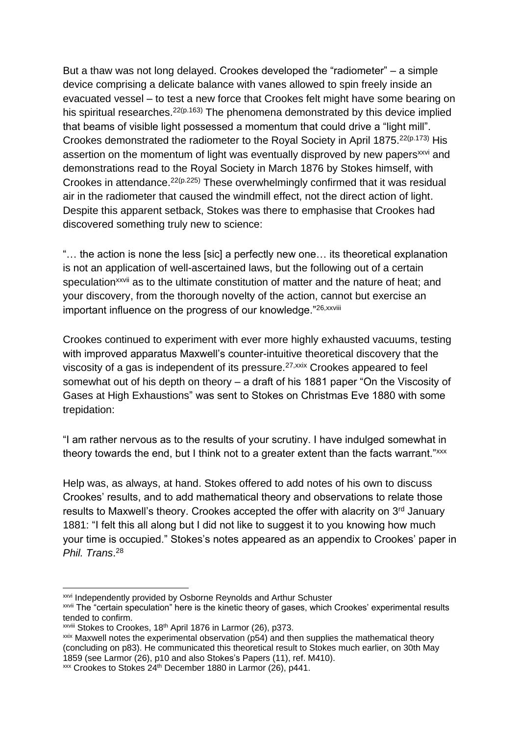But a thaw was not long delayed. Crookes developed the "radiometer" – a simple device comprising a delicate balance with vanes allowed to spin freely inside an evacuated vessel – to test a new force that Crookes felt might have some bearing on his spiritual researches.[22(p.163)] The phenomena demonstrated by this device implied that beams of visible light possessed a momentum that could drive a "light mill". Crookes demonstrated the radiometer to the Royal Society in April 1875.[22(p.173)] His assertion on the momentum of light was eventually disproved by new papers[xxvi] and demonstrations read to the Royal Society in March 1876 by Stokes himself, with Crookes in attendance.[22(p.225)] These overwhelmingly confirmed that it was residual air in the radiometer that caused the windmill effect, not the direct action of light. Despite this apparent setback, Stokes was there to emphasise that Crookes had discovered something truly new to science:

"… the action is none the less [sic] a perfectly new one… its theoretical explanation is not an application of well-ascertained laws, but the following out of a certain speculation[xxvii] as to the ultimate constitution of matter and the nature of heat; and your discovery, from the thorough novelty of the action, cannot but exercise an important influence on the progress of our knowledge."[26,xxviii]

Crookes continued to experiment with ever more highly exhausted vacuums, testing with improved apparatus Maxwell's counter-intuitive theoretical discovery that the viscosity of a gas is independent of its pressure.[27,xxix] Crookes appeared to feel somewhat out of his depth on theory – a draft of his 1881 paper "On the Viscosity of Gases at High Exhaustions" was sent to Stokes on Christmas Eve 1880 with some trepidation:

"I am rather nervous as to the results of your scrutiny. I have indulged somewhat in theory towards the end, but I think not to a greater extent than the facts warrant."[xxx]

Help was, as always, at hand. Stokes offered to add notes of his own to discuss Crookes' results, and to add mathematical theory and observations to relate those results to Maxwell's theory. Crookes accepted the offer with alacrity on 3rd January 1881: "I felt this all along but I did not like to suggest it to you knowing how much your time is occupied." Stokes's notes appeared as an appendix to Crookes' paper in *Phil. Trans*.[28]

---

[xxvi] Independently provided by Osborne Reynolds and Arthur Schuster

[xxvii] The "certain speculation" here is the kinetic theory of gases, which Crookes' experimental results tended to confirm.

[xxviii] Stokes to Crookes, 18th April 1876 in Larmor (26), p373.

[xxix] Maxwell notes the experimental observation (p54) and then supplies the mathematical theory (concluding on p83). He communicated this theoretical result to Stokes much earlier, on 30th May 1859 (see Larmor (26), p10 and also Stokes's Papers (11), ref. M410).

[xxx] Crookes to Stokes 24th December 1880 in Larmor (26), p441.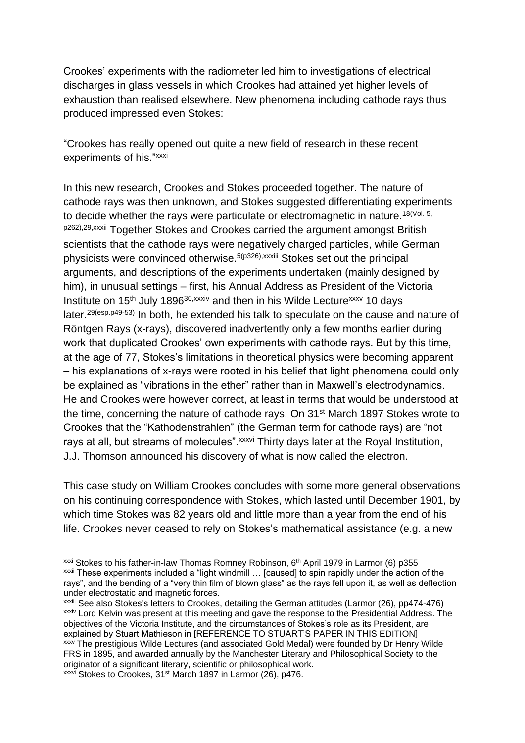Crookes' experiments with the radiometer led him to investigations of electrical discharges in glass vessels in which Crookes had attained yet higher levels of exhaustion than realised elsewhere. New phenomena including cathode rays thus produced impressed even Stokes:

"Crookes has really opened out quite a new field of research in these recent experiments of his."[xxxi]

In this new research, Crookes and Stokes proceeded together. The nature of cathode rays was then unknown, and Stokes suggested differentiating experiments to decide whether the rays were particulate or electromagnetic in nature.[18(Vol. 5, p262),29,xxxii] Together Stokes and Crookes carried the argument amongst British scientists that the cathode rays were negatively charged particles, while German physicists were convinced otherwise.[5(p326),xxxiii] Stokes set out the principal arguments, and descriptions of the experiments undertaken (mainly designed by him), in unusual settings – first, his Annual Address as President of the Victoria Institute on 15th July 1896[30,xxxiv] and then in his Wilde Lecture[xxxv] 10 days later.[29(esp.p49-53)] In both, he extended his talk to speculate on the cause and nature of Röntgen Rays (x-rays), discovered inadvertently only a few months earlier during work that duplicated Crookes' own experiments with cathode rays. But by this time, at the age of 77, Stokes's limitations in theoretical physics were becoming apparent – his explanations of x-rays were rooted in his belief that light phenomena could only be explained as "vibrations in the ether" rather than in Maxwell's electrodynamics. He and Crookes were however correct, at least in terms that would be understood at the time, concerning the nature of cathode rays. On 31st March 1897 Stokes wrote to Crookes that the "Kathodenstrahlen" (the German term for cathode rays) are "not rays at all, but streams of molecules".[xxxvi] Thirty days later at the Royal Institution, J.J. Thomson announced his discovery of what is now called the electron.

This case study on William Crookes concludes with some more general observations on his continuing correspondence with Stokes, which lasted until December 1901, by which time Stokes was 82 years old and little more than a year from the end of his life. Crookes never ceased to rely on Stokes's mathematical assistance (e.g. a new

---

[xxxi] Stokes to his father-in-law Thomas Romney Robinson, 6th April 1979 in Larmor (6) p355

[xxxii] These experiments included a "light windmill … [caused] to spin rapidly under the action of the rays", and the bending of a "very thin film of blown glass" as the rays fell upon it, as well as deflection under electrostatic and magnetic forces.

[xxxiii] See also Stokes's letters to Crookes, detailing the German attitudes (Larmor (26), pp474-476)

[xxxiv] Lord Kelvin was present at this meeting and gave the response to the Presidential Address. The objectives of the Victoria Institute, and the circumstances of Stokes's role as its President, are explained by Stuart Mathieson in [REFERENCE TO STUART'S PAPER IN THIS EDITION]

[xxxv] The prestigious Wilde Lectures (and associated Gold Medal) were founded by Dr Henry Wilde FRS in 1895, and awarded annually by the Manchester Literary and Philosophical Society to the originator of a significant literary, scientific or philosophical work.

[xxxvi] Stokes to Crookes, 31st March 1897 in Larmor (26), p476.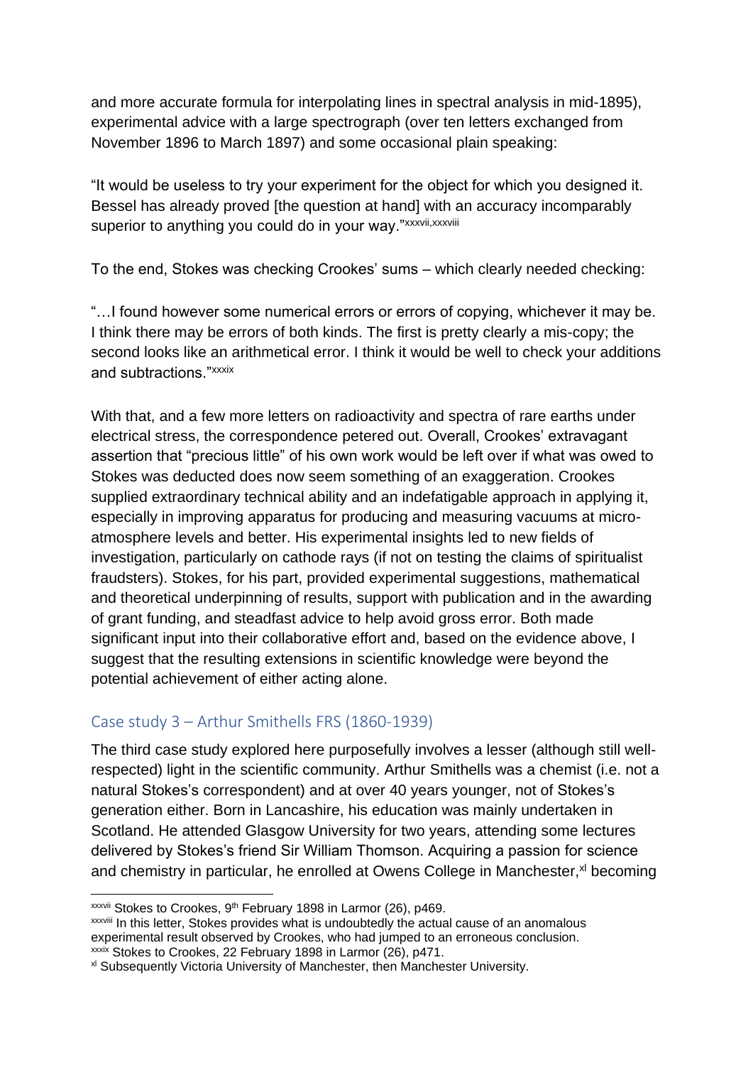and more accurate formula for interpolating lines in spectral analysis in mid-1895), experimental advice with a large spectrograph (over ten letters exchanged from November 1896 to March 1897) and some occasional plain speaking:

"It would be useless to try your experiment for the object for which you designed it. Bessel has already proved [the question at hand] with an accuracy incomparably superior to anything you could do in your way."[xxxvii,xxxviii]

To the end, Stokes was checking Crookes' sums – which clearly needed checking:

"…I found however some numerical errors or errors of copying, whichever it may be. I think there may be errors of both kinds. The first is pretty clearly a mis-copy; the second looks like an arithmetical error. I think it would be well to check your additions and subtractions."[xxxix]

With that, and a few more letters on radioactivity and spectra of rare earths under electrical stress, the correspondence petered out. Overall, Crookes' extravagant assertion that "precious little" of his own work would be left over if what was owed to Stokes was deducted does now seem something of an exaggeration. Crookes supplied extraordinary technical ability and an indefatigable approach in applying it, especially in improving apparatus for producing and measuring vacuums at micro-atmosphere levels and better. His experimental insights led to new fields of investigation, particularly on cathode rays (if not on testing the claims of spiritualist fraudsters). Stokes, for his part, provided experimental suggestions, mathematical and theoretical underpinning of results, support with publication and in the awarding of grant funding, and steadfast advice to help avoid gross error. Both made significant input into their collaborative effort and, based on the evidence above, I suggest that the resulting extensions in scientific knowledge were beyond the potential achievement of either acting alone.

## Case study 3 – Arthur Smithells FRS (1860-1939)

The third case study explored here purposefully involves a lesser (although still well-respected) light in the scientific community. Arthur Smithells was a chemist (i.e. not a natural Stokes's correspondent) and at over 40 years younger, not of Stokes's generation either. Born in Lancashire, his education was mainly undertaken in Scotland. He attended Glasgow University for two years, attending some lectures delivered by Stokes's friend Sir William Thomson. Acquiring a passion for science and chemistry in particular, he enrolled at Owens College in Manchester,[xl] becoming

---

[xxxvii] Stokes to Crookes, 9th February 1898 in Larmor (26), p469.

[xxxviii] In this letter, Stokes provides what is undoubtedly the actual cause of an anomalous experimental result observed by Crookes, who had jumped to an erroneous conclusion.

[xxxix] Stokes to Crookes, 22 February 1898 in Larmor (26), p471.

[xl] Subsequently Victoria University of Manchester, then Manchester University.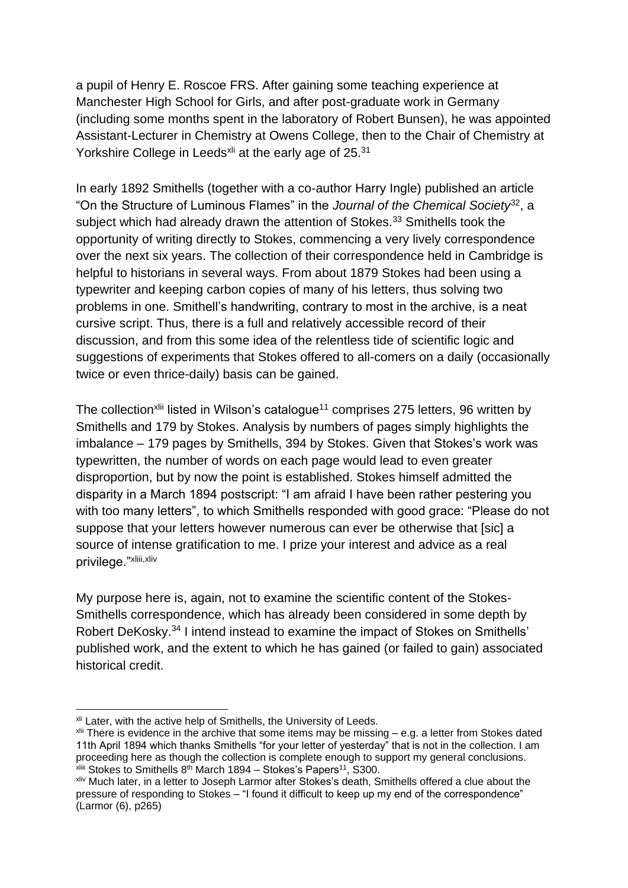a pupil of Henry E. Roscoe FRS. After gaining some teaching experience at Manchester High School for Girls, and after post-graduate work in Germany (including some months spent in the laboratory of Robert Bunsen), he was appointed Assistant-Lecturer in Chemistry at Owens College, then to the Chair of Chemistry at Yorkshire College in Leeds[xli] at the early age of 25.[31]

In early 1892 Smithells (together with a co-author Harry Ingle) published an article "On the Structure of Luminous Flames" in the *Journal of the Chemical Society*[32], a subject which had already drawn the attention of Stokes.[33] Smithells took the opportunity of writing directly to Stokes, commencing a very lively correspondence over the next six years. The collection of their correspondence held in Cambridge is helpful to historians in several ways. From about 1879 Stokes had been using a typewriter and keeping carbon copies of many of his letters, thus solving two problems in one. Smithell's handwriting, contrary to most in the archive, is a neat cursive script. Thus, there is a full and relatively accessible record of their discussion, and from this some idea of the relentless tide of scientific logic and suggestions of experiments that Stokes offered to all-comers on a daily (occasionally twice or even thrice-daily) basis can be gained.

The collection[xlii] listed in Wilson's catalogue[11] comprises 275 letters, 96 written by Smithells and 179 by Stokes. Analysis by numbers of pages simply highlights the imbalance – 179 pages by Smithells, 394 by Stokes. Given that Stokes's work was typewritten, the number of words on each page would lead to even greater disproportion, but by now the point is established. Stokes himself admitted the disparity in a March 1894 postscript: "I am afraid I have been rather pestering you with too many letters", to which Smithells responded with good grace: "Please do not suppose that your letters however numerous can ever be otherwise that [sic] a source of intense gratification to me. I prize your interest and advice as a real privilege."[xliii,xliv]

My purpose here is, again, not to examine the scientific content of the Stokes-Smithells correspondence, which has already been considered in some depth by Robert DeKosky.[34] I intend instead to examine the impact of Stokes on Smithells' published work, and the extent to which he has gained (or failed to gain) associated historical credit.

---

[xli] Later, with the active help of Smithells, the University of Leeds.

[xlii] There is evidence in the archive that some items may be missing – e.g. a letter from Stokes dated 11th April 1894 which thanks Smithells "for your letter of yesterday" that is not in the collection. I am proceeding here as though the collection is complete enough to support my general conclusions.

[xliii] Stokes to Smithells 8th March 1894 – Stokes's Papers[11], S300.

[xliv] Much later, in a letter to Joseph Larmor after Stokes's death, Smithells offered a clue about the pressure of responding to Stokes – "I found it difficult to keep up my end of the correspondence" (Larmor (6), p265)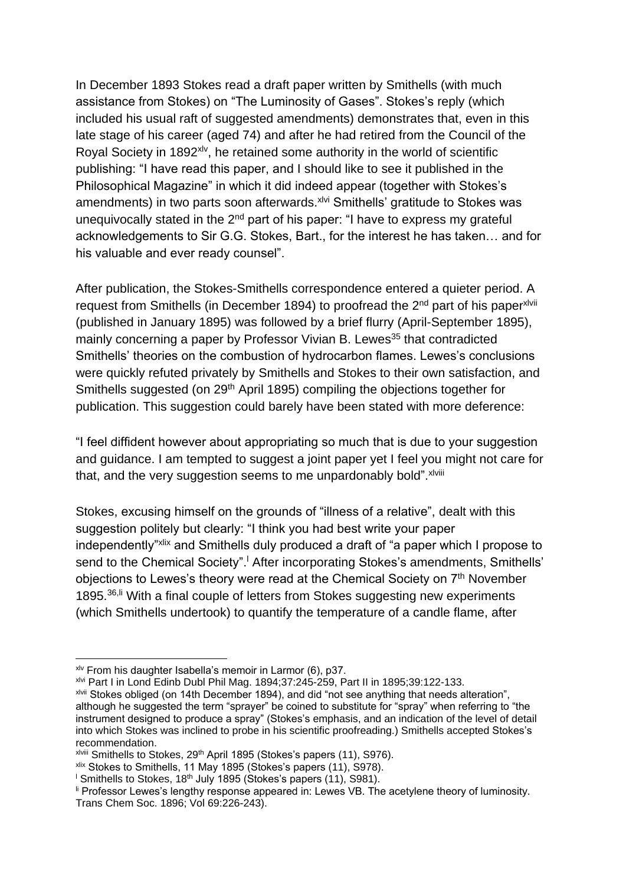In December 1893 Stokes read a draft paper written by Smithells (with much assistance from Stokes) on "The Luminosity of Gases". Stokes's reply (which included his usual raft of suggested amendments) demonstrates that, even in this late stage of his career (aged 74) and after he had retired from the Council of the Royal Society in 1892[xlv], he retained some authority in the world of scientific publishing: "I have read this paper, and I should like to see it published in the Philosophical Magazine" in which it did indeed appear (together with Stokes's amendments) in two parts soon afterwards.[xlvi] Smithells' gratitude to Stokes was unequivocally stated in the 2nd part of his paper: "I have to express my grateful acknowledgements to Sir G.G. Stokes, Bart., for the interest he has taken… and for his valuable and ever ready counsel".

After publication, the Stokes-Smithells correspondence entered a quieter period. A request from Smithells (in December 1894) to proofread the 2nd part of his paper[xlvii] (published in January 1895) was followed by a brief flurry (April-September 1895), mainly concerning a paper by Professor Vivian B. Lewes[35] that contradicted Smithells' theories on the combustion of hydrocarbon flames. Lewes's conclusions were quickly refuted privately by Smithells and Stokes to their own satisfaction, and Smithells suggested (on 29th April 1895) compiling the objections together for publication. This suggestion could barely have been stated with more deference:

"I feel diffident however about appropriating so much that is due to your suggestion and guidance. I am tempted to suggest a joint paper yet I feel you might not care for that, and the very suggestion seems to me unpardonably bold".[xlviii]

Stokes, excusing himself on the grounds of "illness of a relative", dealt with this suggestion politely but clearly: "I think you had best write your paper independently"[xlix] and Smithells duly produced a draft of "a paper which I propose to send to the Chemical Society".[l] After incorporating Stokes's amendments, Smithells' objections to Lewes's theory were read at the Chemical Society on 7th November 1895.[36,li] With a final couple of letters from Stokes suggesting new experiments (which Smithells undertook) to quantify the temperature of a candle flame, after

---

[xlv] From his daughter Isabella's memoir in Larmor (6), p37.

[xlvi] Part I in Lond Edinb Dubl Phil Mag. 1894;37:245-259, Part II in 1895;39:122-133.

[xlvii] Stokes obliged (on 14th December 1894), and did "not see anything that needs alteration", although he suggested the term "sprayer" be coined to substitute for "spray" when referring to "the instrument designed to produce a spray" (Stokes's emphasis, and an indication of the level of detail into which Stokes was inclined to probe in his scientific proofreading.) Smithells accepted Stokes's recommendation.

[xlviii] Smithells to Stokes, 29th April 1895 (Stokes's papers (11), S976).

[xlix] Stokes to Smithells, 11 May 1895 (Stokes's papers (11), S978).

[l] Smithells to Stokes, 18th July 1895 (Stokes's papers (11), S981).

[li] Professor Lewes's lengthy response appeared in: Lewes VB. The acetylene theory of luminosity. Trans Chem Soc. 1896; Vol 69:226-243).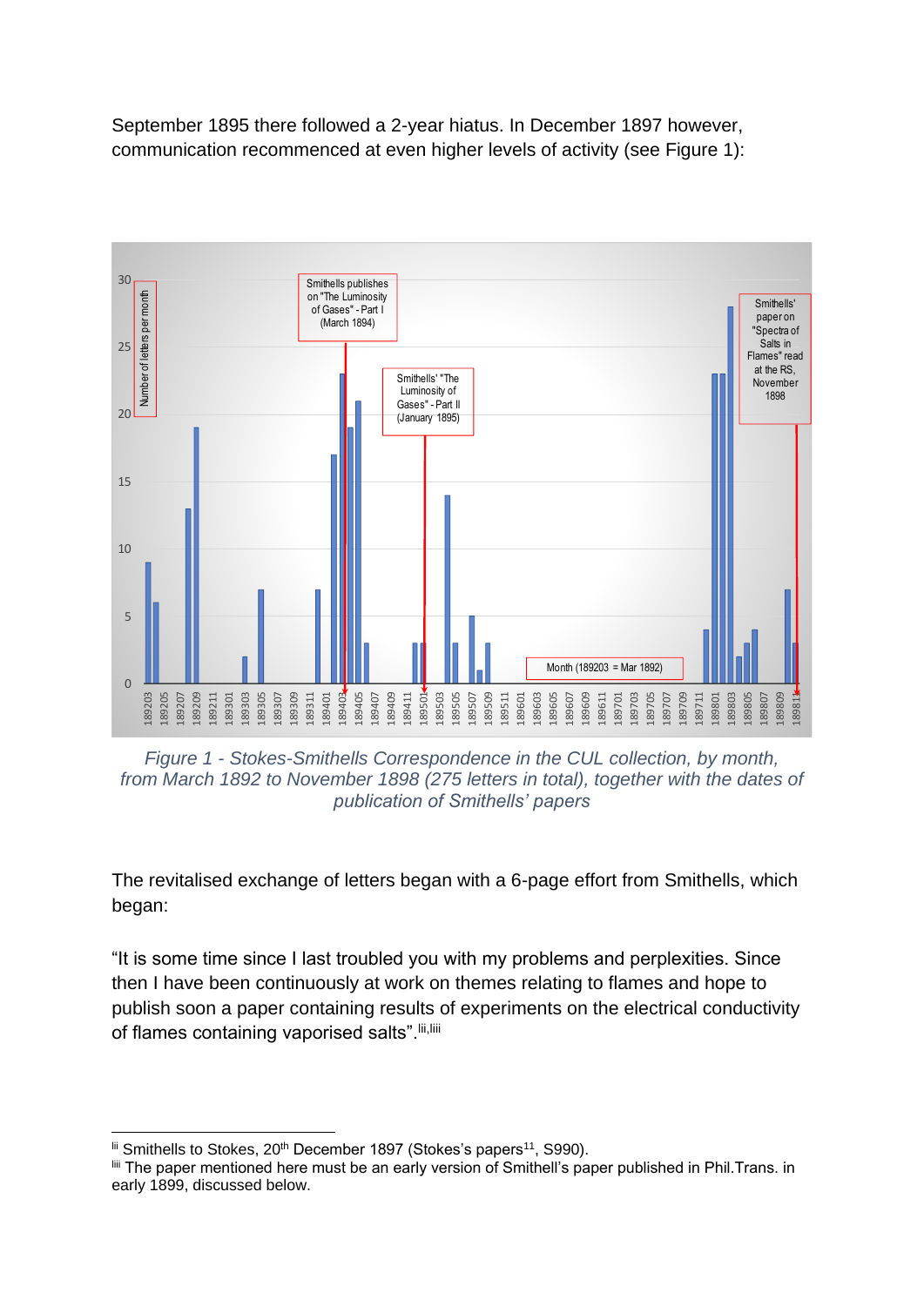September 1895 there followed a 2-year hiatus. In December 1897 however, communication recommenced at even higher levels of activity (see Figure 1):

*Figure 1 - Stokes-Smithells Correspondence in the CUL collection, by month, from March 1892 to November 1898 (275 letters in total), together with the dates of publication of Smithells' papers*

The revitalised exchange of letters began with a 6-page effort from Smithells, which began:

"It is some time since I last troubled you with my problems and perplexities. Since then I have been continuously at work on themes relating to flames and hope to publish soon a paper containing results of experiments on the electrical conductivity of flames containing vaporised salts".[lii,liii]

---

[lii] Smithells to Stokes, 20th December 1897 (Stokes's papers[11], S990).

[liii] The paper mentioned here must be an early version of Smithell's paper published in Phil.Trans. in early 1899, discussed below.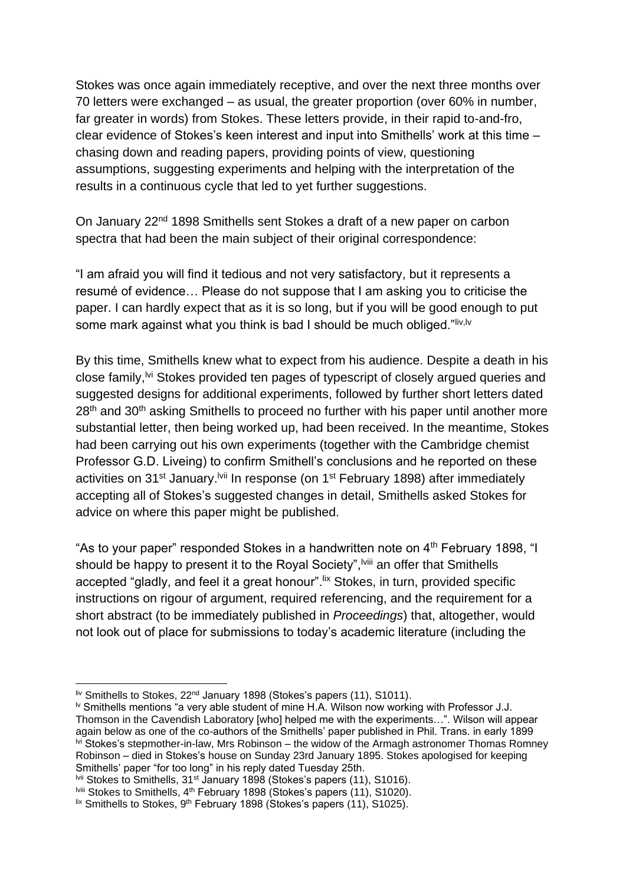Stokes was once again immediately receptive, and over the next three months over 70 letters were exchanged – as usual, the greater proportion (over 60% in number, far greater in words) from Stokes. These letters provide, in their rapid to-and-fro, clear evidence of Stokes's keen interest and input into Smithells' work at this time – chasing down and reading papers, providing points of view, questioning assumptions, suggesting experiments and helping with the interpretation of the results in a continuous cycle that led to yet further suggestions.

On January 22nd 1898 Smithells sent Stokes a draft of a new paper on carbon spectra that had been the main subject of their original correspondence:

"I am afraid you will find it tedious and not very satisfactory, but it represents a resumé of evidence… Please do not suppose that I am asking you to criticise the paper. I can hardly expect that as it is so long, but if you will be good enough to put some mark against what you think is bad I should be much obliged."[liv,lv]

By this time, Smithells knew what to expect from his audience. Despite a death in his close family,[lvi] Stokes provided ten pages of typescript of closely argued queries and suggested designs for additional experiments, followed by further short letters dated 28th and 30th asking Smithells to proceed no further with his paper until another more substantial letter, then being worked up, had been received. In the meantime, Stokes had been carrying out his own experiments (together with the Cambridge chemist Professor G.D. Liveing) to confirm Smithell's conclusions and he reported on these activities on 31st January.[lvii] In response (on 1st February 1898) after immediately accepting all of Stokes's suggested changes in detail, Smithells asked Stokes for advice on where this paper might be published.

"As to your paper" responded Stokes in a handwritten note on 4th February 1898, "I should be happy to present it to the Royal Society",[lviii] an offer that Smithells accepted "gladly, and feel it a great honour".[lix] Stokes, in turn, provided specific instructions on rigour of argument, required referencing, and the requirement for a short abstract (to be immediately published in *Proceedings*) that, altogether, would not look out of place for submissions to today's academic literature (including the

---

[liv] Smithells to Stokes, 22nd January 1898 (Stokes's papers (11), S1011).

[lv] Smithells mentions "a very able student of mine H.A. Wilson now working with Professor J.J. Thomson in the Cavendish Laboratory [who] helped me with the experiments…". Wilson will appear again below as one of the co-authors of the Smithells' paper published in Phil. Trans. in early 1899

[lvi] Stokes's stepmother-in-law, Mrs Robinson – the widow of the Armagh astronomer Thomas Romney Robinson – died in Stokes's house on Sunday 23rd January 1895. Stokes apologised for keeping Smithells' paper "for too long" in his reply dated Tuesday 25th.

[lvii] Stokes to Smithells, 31st January 1898 (Stokes's papers (11), S1016).

[lviii] Stokes to Smithells, 4th February 1898 (Stokes's papers (11), S1020).

[lix] Smithells to Stokes, 9th February 1898 (Stokes's papers (11), S1025).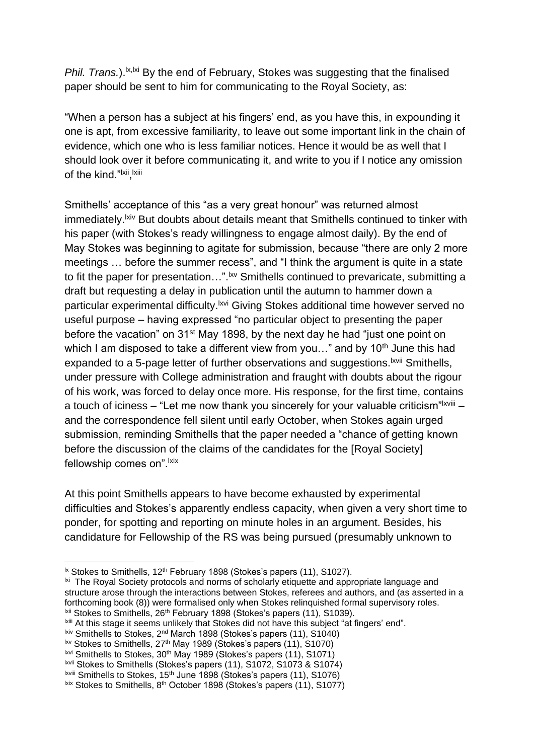*Phil. Trans.*).[lx,lxi] By the end of February, Stokes was suggesting that the finalised paper should be sent to him for communicating to the Royal Society, as:

"When a person has a subject at his fingers' end, as you have this, in expounding it one is apt, from excessive familiarity, to leave out some important link in the chain of evidence, which one who is less familiar notices. Hence it would be as well that I should look over it before communicating it, and write to you if I notice any omission of the kind."[lxii],[lxiii]

Smithells' acceptance of this "as a very great honour" was returned almost immediately.[lxiv] But doubts about details meant that Smithells continued to tinker with his paper (with Stokes's ready willingness to engage almost daily). By the end of May Stokes was beginning to agitate for submission, because "there are only 2 more meetings … before the summer recess", and "I think the argument is quite in a state to fit the paper for presentation…".[lxv] Smithells continued to prevaricate, submitting a draft but requesting a delay in publication until the autumn to hammer down a particular experimental difficulty.[lxvi] Giving Stokes additional time however served no useful purpose – having expressed "no particular object to presenting the paper before the vacation" on 31st May 1898, by the next day he had "just one point on which I am disposed to take a different view from you…" and by 10th June this had expanded to a 5-page letter of further observations and suggestions.[lxvii] Smithells, under pressure with College administration and fraught with doubts about the rigour of his work, was forced to delay once more. His response, for the first time, contains a touch of iciness – "Let me now thank you sincerely for your valuable criticism"[lxviii] – and the correspondence fell silent until early October, when Stokes again urged submission, reminding Smithells that the paper needed a "chance of getting known before the discussion of the claims of the candidates for the [Royal Society] fellowship comes on".[lxix]

At this point Smithells appears to have become exhausted by experimental difficulties and Stokes's apparently endless capacity, when given a very short time to ponder, for spotting and reporting on minute holes in an argument. Besides, his candidature for Fellowship of the RS was being pursued (presumably unknown to

---

[lx] Stokes to Smithells, 12th February 1898 (Stokes's papers (11), S1027).

[lxi] The Royal Society protocols and norms of scholarly etiquette and appropriate language and structure arose through the interactions between Stokes, referees and authors, and (as asserted in a forthcoming book (8)) were formalised only when Stokes relinquished formal supervisory roles.

[lxii] Stokes to Smithells, 26th February 1898 (Stokes's papers (11), S1039).

[lxiii] At this stage it seems unlikely that Stokes did not have this subject "at fingers' end".

[lxiv] Smithells to Stokes, 2nd March 1898 (Stokes's papers (11), S1040)

[lxv] Stokes to Smithells, 27th May 1989 (Stokes's papers (11), S1070)

[lxvi] Smithells to Stokes, 30th May 1989 (Stokes's papers (11), S1071)

[lxvii] Stokes to Smithells (Stokes's papers (11), S1072, S1073 & S1074)

[lxviii] Smithells to Stokes, 15th June 1898 (Stokes's papers (11), S1076)

[lxix] Stokes to Smithells, 8th October 1898 (Stokes's papers (11), S1077)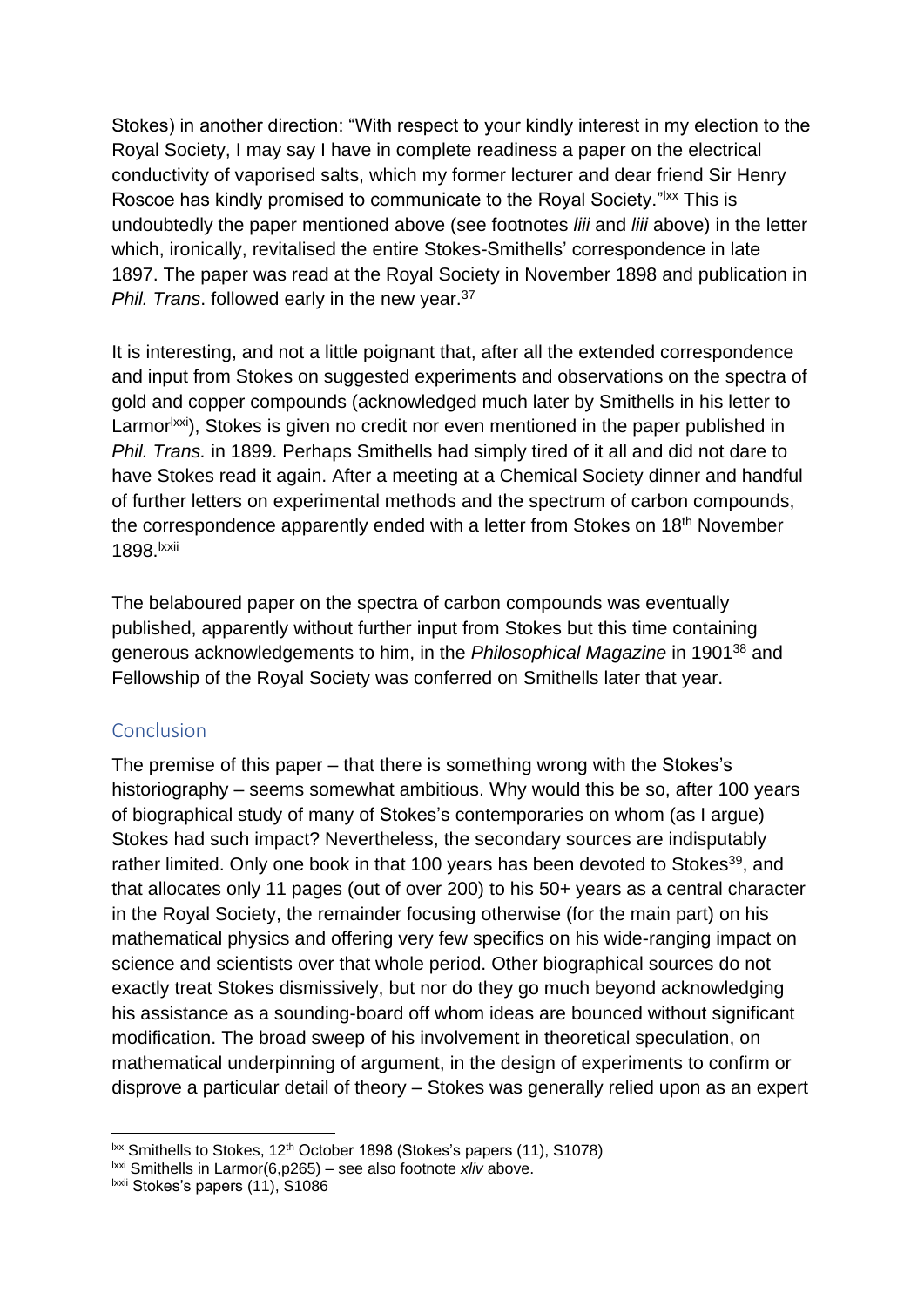Stokes) in another direction: “With respect to your kindly interest in my election to the Royal Society, I may say I have in complete readiness a paper on the electrical conductivity of vaporised salts, which my former lecturer and dear friend Sir Henry Roscoe has kindly promised to communicate to the Royal Society.”[lxx] This is undoubtedly the paper mentioned above (see footnotes *liii* and *liii* above) in the letter which, ironically, revitalised the entire Stokes-Smithells’ correspondence in late 1897. The paper was read at the Royal Society in November 1898 and publication in *Phil. Trans*. followed early in the new year.[37]

It is interesting, and not a little poignant that, after all the extended correspondence and input from Stokes on suggested experiments and observations on the spectra of gold and copper compounds (acknowledged much later by Smithells in his letter to Larmor[lxxi]), Stokes is given no credit nor even mentioned in the paper published in *Phil. Trans.* in 1899. Perhaps Smithells had simply tired of it all and did not dare to have Stokes read it again. After a meeting at a Chemical Society dinner and handful of further letters on experimental methods and the spectrum of carbon compounds, the correspondence apparently ended with a letter from Stokes on 18th November 1898.[lxxii]

The belaboured paper on the spectra of carbon compounds was eventually published, apparently without further input from Stokes but this time containing generous acknowledgements to him, in the *Philosophical Magazine* in 1901[38] and Fellowship of the Royal Society was conferred on Smithells later that year.

## Conclusion

The premise of this paper – that there is something wrong with the Stokes’s historiography – seems somewhat ambitious. Why would this be so, after 100 years of biographical study of many of Stokes’s contemporaries on whom (as I argue) Stokes had such impact? Nevertheless, the secondary sources are indisputably rather limited. Only one book in that 100 years has been devoted to Stokes[39], and that allocates only 11 pages (out of over 200) to his 50+ years as a central character in the Royal Society, the remainder focusing otherwise (for the main part) on his mathematical physics and offering very few specifics on his wide-ranging impact on science and scientists over that whole period. Other biographical sources do not exactly treat Stokes dismissively, but nor do they go much beyond acknowledging his assistance as a sounding-board off whom ideas are bounced without significant modification. The broad sweep of his involvement in theoretical speculation, on mathematical underpinning of argument, in the design of experiments to confirm or disprove a particular detail of theory – Stokes was generally relied upon as an expert

---

[lxx] Smithells to Stokes, 12th October 1898 (Stokes’s papers (11), S1078)

[lxxi] Smithells in Larmor(6,p265) – see also footnote *xliv* above.

[lxxii] Stokes’s papers (11), S1086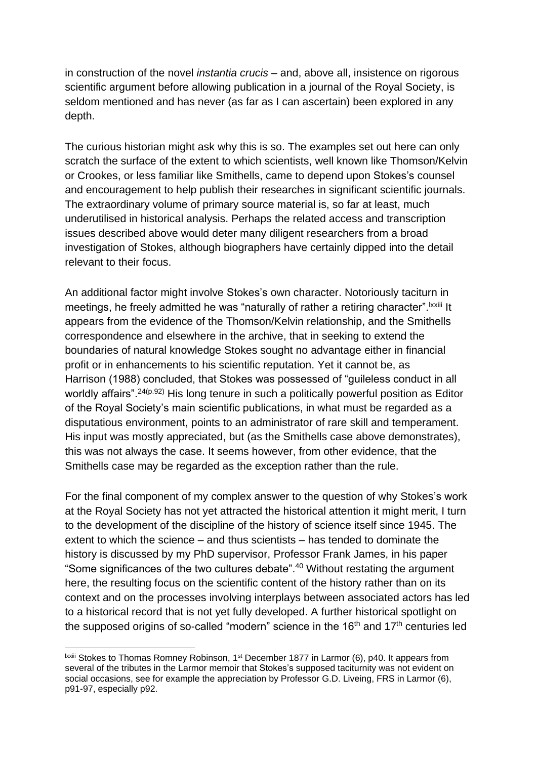in construction of the novel *instantia crucis* – and, above all, insistence on rigorous scientific argument before allowing publication in a journal of the Royal Society, is seldom mentioned and has never (as far as I can ascertain) been explored in any depth.

The curious historian might ask why this is so. The examples set out here can only scratch the surface of the extent to which scientists, well known like Thomson/Kelvin or Crookes, or less familiar like Smithells, came to depend upon Stokes's counsel and encouragement to help publish their researches in significant scientific journals. The extraordinary volume of primary source material is, so far at least, much underutilised in historical analysis. Perhaps the related access and transcription issues described above would deter many diligent researchers from a broad investigation of Stokes, although biographers have certainly dipped into the detail relevant to their focus.

An additional factor might involve Stokes's own character. Notoriously taciturn in meetings, he freely admitted he was "naturally of rather a retiring character".[lxxiii] It appears from the evidence of the Thomson/Kelvin relationship, and the Smithells correspondence and elsewhere in the archive, that in seeking to extend the boundaries of natural knowledge Stokes sought no advantage either in financial profit or in enhancements to his scientific reputation. Yet it cannot be, as Harrison (1988) concluded, that Stokes was possessed of "guileless conduct in all worldly affairs".[24(p.92)] His long tenure in such a politically powerful position as Editor of the Royal Society's main scientific publications, in what must be regarded as a disputatious environment, points to an administrator of rare skill and temperament. His input was mostly appreciated, but (as the Smithells case above demonstrates), this was not always the case. It seems however, from other evidence, that the Smithells case may be regarded as the exception rather than the rule.

For the final component of my complex answer to the question of why Stokes's work at the Royal Society has not yet attracted the historical attention it might merit, I turn to the development of the discipline of the history of science itself since 1945. The extent to which the science – and thus scientists – has tended to dominate the history is discussed by my PhD supervisor, Professor Frank James, in his paper "Some significances of the two cultures debate".[40] Without restating the argument here, the resulting focus on the scientific content of the history rather than on its context and on the processes involving interplays between associated actors has led to a historical record that is not yet fully developed. A further historical spotlight on the supposed origins of so-called "modern" science in the 16th and 17th centuries led

---

[lxxiii] Stokes to Thomas Romney Robinson, 1st December 1877 in Larmor (6), p40. It appears from several of the tributes in the Larmor memoir that Stokes's supposed taciturnity was not evident on social occasions, see for example the appreciation by Professor G.D. Liveing, FRS in Larmor (6), p91-97, especially p92.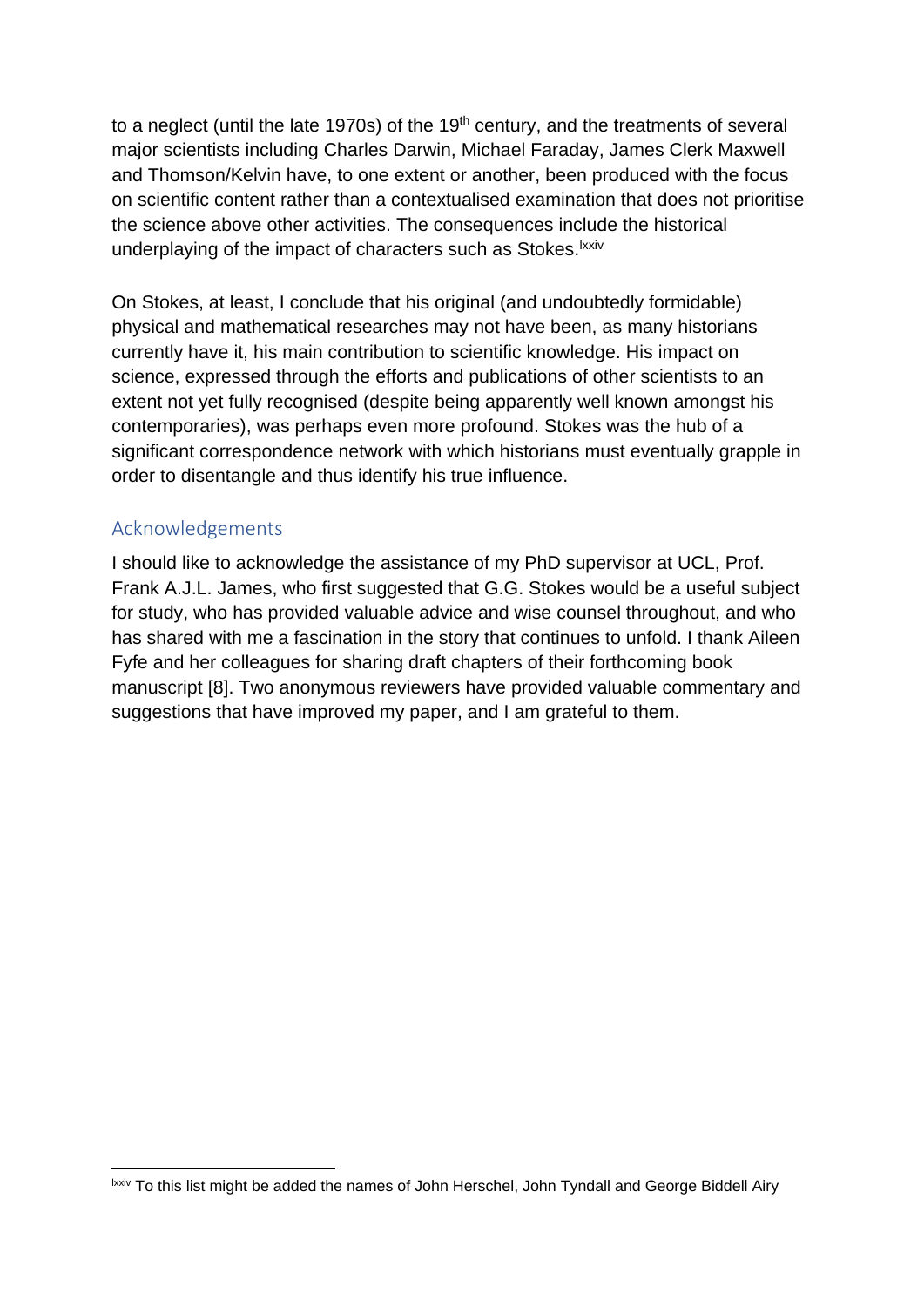to a neglect (until the late 1970s) of the 19th century, and the treatments of several major scientists including Charles Darwin, Michael Faraday, James Clerk Maxwell and Thomson/Kelvin have, to one extent or another, been produced with the focus on scientific content rather than a contextualised examination that does not prioritise the science above other activities. The consequences include the historical underplaying of the impact of characters such as Stokes.[lxxiv]

On Stokes, at least, I conclude that his original (and undoubtedly formidable) physical and mathematical researches may not have been, as many historians currently have it, his main contribution to scientific knowledge. His impact on science, expressed through the efforts and publications of other scientists to an extent not yet fully recognised (despite being apparently well known amongst his contemporaries), was perhaps even more profound. Stokes was the hub of a significant correspondence network with which historians must eventually grapple in order to disentangle and thus identify his true influence.

## Acknowledgements

I should like to acknowledge the assistance of my PhD supervisor at UCL, Prof. Frank A.J.L. James, who first suggested that G.G. Stokes would be a useful subject for study, who has provided valuable advice and wise counsel throughout, and who has shared with me a fascination in the story that continues to unfold. I thank Aileen Fyfe and her colleagues for sharing draft chapters of their forthcoming book manuscript [8]. Two anonymous reviewers have provided valuable commentary and suggestions that have improved my paper, and I am grateful to them.

---

[lxxiv] To this list might be added the names of John Herschel, John Tyndall and George Biddell Airy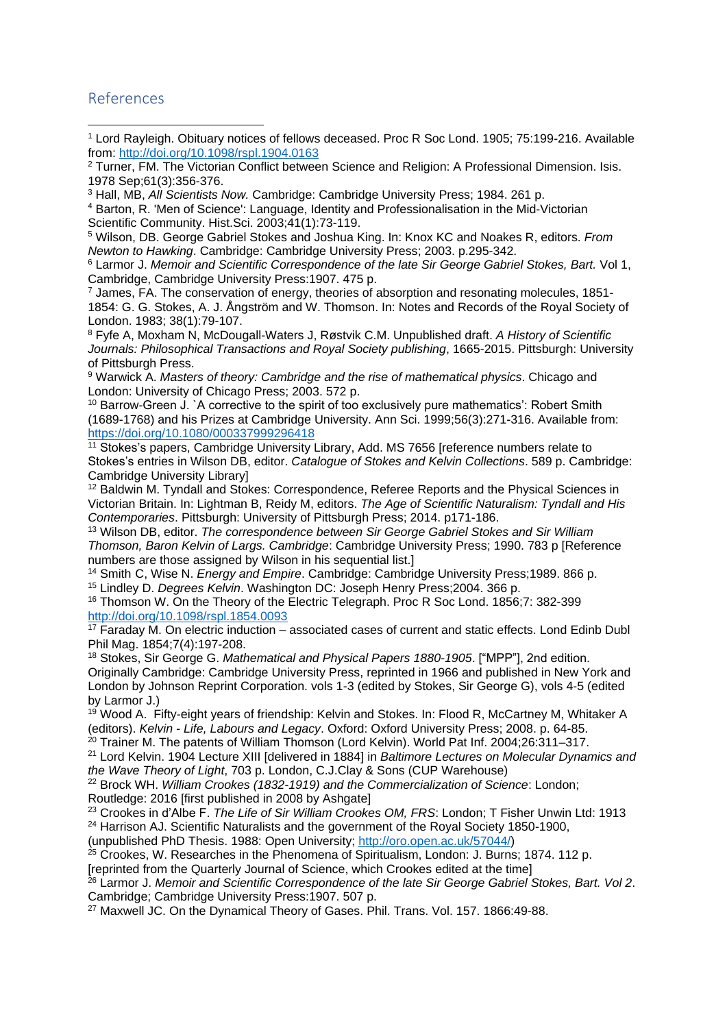## References

[1] Lord Rayleigh. Obituary notices of fellows deceased. Proc R Soc Lond. 1905; 75:199-216. Available from: http://doi.org/10.1098/rspl.1904.0163

[2] Turner, FM. The Victorian Conflict between Science and Religion: A Professional Dimension. Isis. 1978 Sep;61(3):356-376.

[3] Hall, MB, *All Scientists Now.* Cambridge: Cambridge University Press; 1984. 261 p.

[4] Barton, R. 'Men of Science': Language, Identity and Professionalisation in the Mid-Victorian Scientific Community. Hist.Sci. 2003;41(1):73-119.

[5] Wilson, DB. George Gabriel Stokes and Joshua King. In: Knox KC and Noakes R, editors. *From Newton to Hawking*. Cambridge: Cambridge University Press; 2003. p.295-342.

[6] Larmor J. *Memoir and Scientific Correspondence of the late Sir George Gabriel Stokes, Bart.* Vol 1, Cambridge, Cambridge University Press:1907. 475 p.

[7] James, FA. The conservation of energy, theories of absorption and resonating molecules, 1851-1854: G. G. Stokes, A. J. Ångström and W. Thomson. In: Notes and Records of the Royal Society of London. 1983; 38(1):79-107.

[8] Fyfe A, Moxham N, McDougall-Waters J, Røstvik C.M. Unpublished draft. *A History of Scientific Journals: Philosophical Transactions and Royal Society publishing*, 1665-2015. Pittsburgh: University of Pittsburgh Press.

[9] Warwick A. *Masters of theory: Cambridge and the rise of mathematical physics*. Chicago and London: University of Chicago Press; 2003. 572 p.

[10] Barrow-Green J. `A corrective to the spirit of too exclusively pure mathematics': Robert Smith (1689-1768) and his Prizes at Cambridge University. Ann Sci. 1999;56(3):271-316. Available from: https://doi.org/10.1080/000337999296418

[11] Stokes's papers, Cambridge University Library, Add. MS 7656 [reference numbers relate to Stokes's entries in Wilson DB, editor. *Catalogue of Stokes and Kelvin Collections*. 589 p. Cambridge: Cambridge University Library]

[12] Baldwin M. Tyndall and Stokes: Correspondence, Referee Reports and the Physical Sciences in Victorian Britain. In: Lightman B, Reidy M, editors. *The Age of Scientific Naturalism: Tyndall and His Contemporaries*. Pittsburgh: University of Pittsburgh Press; 2014. p171-186.

[13] Wilson DB, editor. *The correspondence between Sir George Gabriel Stokes and Sir William Thomson, Baron Kelvin of Largs. Cambridge*: Cambridge University Press; 1990. 783 p [Reference numbers are those assigned by Wilson in his sequential list.]

[14] Smith C, Wise N. *Energy and Empire*. Cambridge: Cambridge University Press;1989. 866 p.

[15] Lindley D. *Degrees Kelvin*. Washington DC: Joseph Henry Press;2004. 366 p.

[16] Thomson W. On the Theory of the Electric Telegraph. Proc R Soc Lond. 1856;7: 382-399 http://doi.org/10.1098/rspl.1854.0093

[17] Faraday M. On electric induction – associated cases of current and static effects. Lond Edinb Dubl Phil Mag. 1854;7(4):197-208.

[18] Stokes, Sir George G. *Mathematical and Physical Papers 1880-1905*. ["MPP"], 2nd edition. Originally Cambridge: Cambridge University Press, reprinted in 1966 and published in New York and London by Johnson Reprint Corporation. vols 1-3 (edited by Stokes, Sir George G), vols 4-5 (edited by Larmor J.)

[19] Wood A. Fifty-eight years of friendship: Kelvin and Stokes. In: Flood R, McCartney M, Whitaker A (editors). *Kelvin - Life, Labours and Legacy*. Oxford: Oxford University Press; 2008. p. 64-85.

[20] Trainer M. The patents of William Thomson (Lord Kelvin). World Pat Inf. 2004;26:311–317.

[21] Lord Kelvin. 1904 Lecture XIII [delivered in 1884] in *Baltimore Lectures on Molecular Dynamics and the Wave Theory of Light*, 703 p. London, C.J.Clay & Sons (CUP Warehouse)

[22] Brock WH. *William Crookes (1832-1919) and the Commercialization of Science*: London; Routledge: 2016 [first published in 2008 by Ashgate]

[23] Crookes in d'Albe F. *The Life of Sir William Crookes OM, FRS*: London; T Fisher Unwin Ltd: 1913

[24] Harrison AJ. Scientific Naturalists and the government of the Royal Society 1850-1900, (unpublished PhD Thesis. 1988: Open University; http://oro.open.ac.uk/57044/)

[25] Crookes, W. Researches in the Phenomena of Spiritualism, London: J. Burns; 1874. 112 p. [reprinted from the Quarterly Journal of Science, which Crookes edited at the time]

[26] Larmor J. *Memoir and Scientific Correspondence of the late Sir George Gabriel Stokes, Bart. Vol 2*. Cambridge; Cambridge University Press:1907. 507 p.

[27] Maxwell JC. On the Dynamical Theory of Gases. Phil. Trans. Vol. 157. 1866:49-88.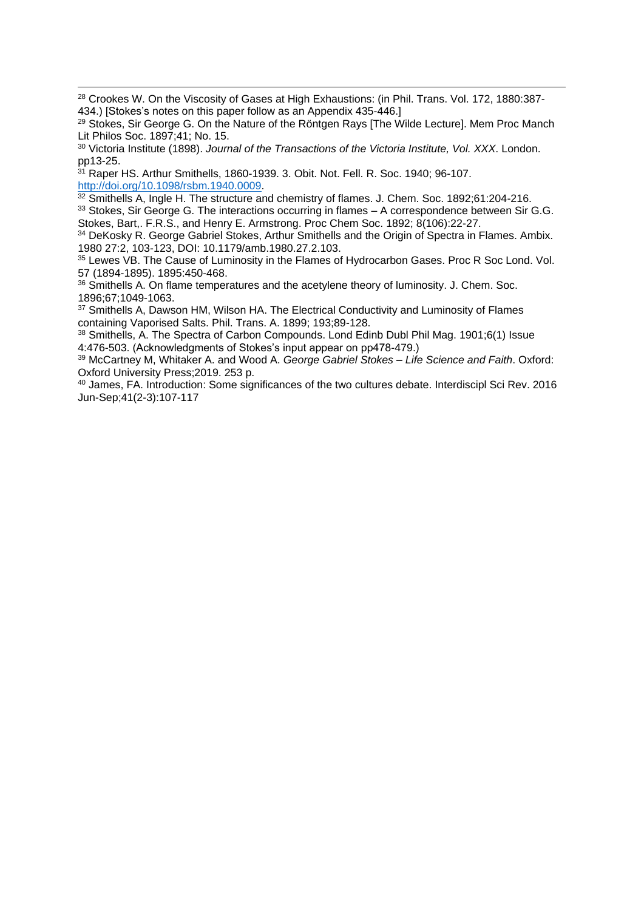[28] Crookes W. On the Viscosity of Gases at High Exhaustions: (in Phil. Trans. Vol. 172, 1880:387-434.) [Stokes's notes on this paper follow as an Appendix 435-446.]

[29] Stokes, Sir George G. On the Nature of the Röntgen Rays [The Wilde Lecture]. Mem Proc Manch Lit Philos Soc. 1897;41; No. 15.

[30] Victoria Institute (1898). *Journal of the Transactions of the Victoria Institute, Vol. XXX*. London. pp13-25.

[31] Raper HS. Arthur Smithells, 1860-1939. 3. Obit. Not. Fell. R. Soc. 1940; 96-107. http://doi.org/10.1098/rsbm.1940.0009.

[32] Smithells A, Ingle H. The structure and chemistry of flames. J. Chem. Soc. 1892;61:204-216.

[33] Stokes, Sir George G. The interactions occurring in flames – A correspondence between Sir G.G. Stokes, Bart,. F.R.S., and Henry E. Armstrong. Proc Chem Soc. 1892; 8(106):22-27.

[34] DeKosky R. George Gabriel Stokes, Arthur Smithells and the Origin of Spectra in Flames. Ambix. 1980 27:2, 103-123, DOI: 10.1179/amb.1980.27.2.103.

[35] Lewes VB. The Cause of Luminosity in the Flames of Hydrocarbon Gases. Proc R Soc Lond. Vol. 57 (1894-1895). 1895:450-468.

[36] Smithells A. On flame temperatures and the acetylene theory of luminosity. J. Chem. Soc. 1896;67;1049-1063.

[37] Smithells A, Dawson HM, Wilson HA. The Electrical Conductivity and Luminosity of Flames containing Vaporised Salts. Phil. Trans. A. 1899; 193;89-128.

[38] Smithells, A. The Spectra of Carbon Compounds. Lond Edinb Dubl Phil Mag. 1901;6(1) Issue 4:476-503. (Acknowledgments of Stokes's input appear on pp478-479.)

[39] McCartney M, Whitaker A. and Wood A. *George Gabriel Stokes – Life Science and Faith*. Oxford: Oxford University Press;2019. 253 p.

[40] James, FA. Introduction: Some significances of the two cultures debate. Interdiscipl Sci Rev. 2016 Jun-Sep;41(2-3):107-117